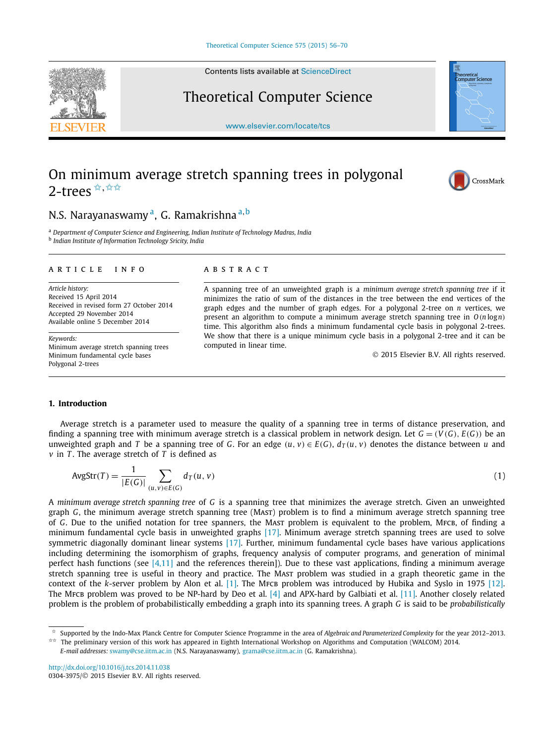# On minimum average stretch spanning trees in polygonal 2-trees ☆,☆☆

N.S. Narayanaswamy [a], G. Ramakrishna [a,b]

[a] *Department of Computer Science and Engineering, Indian Institute of Technology Madras, India*
[b] *Indian Institute of Information Technology Sricity, India*

**ARTICLE INFO**

*Article history:*
Received 15 April 2014
Received in revised form 27 October 2014
Accepted 29 November 2014
Available online 5 December 2014

*Keywords:*
Minimum average stretch spanning trees
Minimum fundamental cycle bases
Polygonal 2-trees

**ABSTRACT**

A spanning tree of an unweighted graph is a *minimum average stretch spanning tree* if it minimizes the ratio of sum of the distances in the tree between the end vertices of the graph edges and the number of graph edges. For a polygonal 2-tree on $n$ vertices, we present an algorithm to compute a minimum average stretch spanning tree in $O(n \log n)$ time. This algorithm also finds a minimum fundamental cycle basis in polygonal 2-trees. We show that there is a unique minimum cycle basis in a polygonal 2-tree and it can be computed in linear time.

© 2015 Elsevier B.V. All rights reserved.

## 1. Introduction

Average stretch is a parameter used to measure the quality of a spanning tree in terms of distance preservation, and finding a spanning tree with minimum average stretch is a classical problem in network design. Let $G = (V(G), E(G))$ be an unweighted graph and $T$ be a spanning tree of $G$. For an edge $(u, v) \in E(G)$, $d_T(u, v)$ denotes the distance between $u$ and $v$ in $T$. The average stretch of $T$ is defined as

$$\text{AvgStr}(T) = \frac{1}{|E(G)|} \sum_{(u,v) \in E(G)} d_T(u, v) \tag{1}$$

A *minimum average stretch spanning tree* of $G$ is a spanning tree that minimizes the average stretch. Given an unweighted graph $G$, the minimum average stretch spanning tree (MAST) problem is to find a minimum average stretch spanning tree of $G$. Due to the unified notation for tree spanners, the MAST problem is equivalent to the problem, MFCB, of finding a minimum fundamental cycle basis in unweighted graphs [17]. Minimum average stretch spanning trees are used to solve symmetric diagonally dominant linear systems [17]. Further, minimum fundamental cycle bases have various applications including determining the isomorphism of graphs, frequency analysis of computer programs, and generation of minimal perfect hash functions (see [4,11] and the references therein]). Due to these vast applications, finding a minimum average stretch spanning tree is useful in theory and practice. The MAST problem was studied in a graph theoretic game in the context of the $k$-server problem by Alon et al. [1]. The MFCB problem was introduced by Hubika and Syslo in 1975 [12]. The MFCB problem was proved to be NP-hard by Deo et al. [4] and APX-hard by Galbiati et al. [11]. Another closely related problem is the problem of probabilistically embedding a graph into its spanning trees. A graph $G$ is said to be *probabilistically*

---

☆ Supported by the Indo-Max Planck Centre for Computer Science Programme in the area of *Algebraic and Parameterized Complexity* for the year 2012–2013.
☆☆ The preliminary version of this work has appeared in Eighth International Workshop on Algorithms and Computation (WALCOM) 2014.
*E-mail addresses:* swamy@cse.iitm.ac.in (N.S. Narayanaswamy), grama@cse.iitm.ac.in (G. Ramakrishna).

http://dx.doi.org/10.1016/j.tcs.2014.11.038
0304-3975/© 2015 Elsevier B.V. All rights reserved.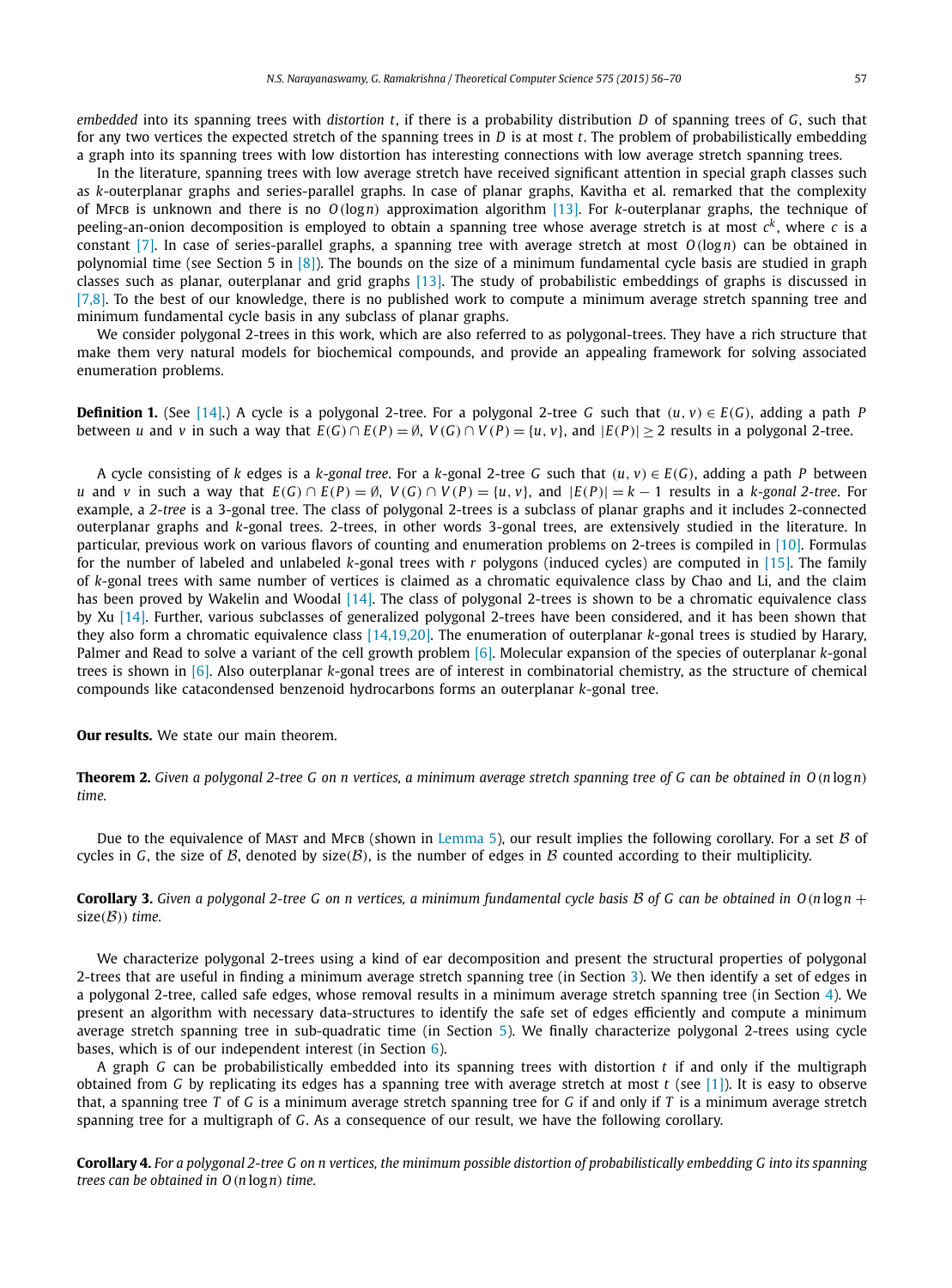*embedded* into its spanning trees with *distortion* $t$, if there is a probability distribution $D$ of spanning trees of $G$, such that for any two vertices the expected stretch of the spanning trees in $D$ is at most $t$. The problem of probabilistically embedding a graph into its spanning trees with low distortion has interesting connections with low average stretch spanning trees.

In the literature, spanning trees with low average stretch have received significant attention in special graph classes such as $k$-outerplanar graphs and series-parallel graphs. In case of planar graphs, Kavitha et al. remarked that the complexity of Mfcb is unknown and there is no $O(\log n)$ approximation algorithm [13]. For $k$-outerplanar graphs, the technique of peeling-an-onion decomposition is employed to obtain a spanning tree whose average stretch is at most $c^k$, where $c$ is a constant [7]. In case of series-parallel graphs, a spanning tree with average stretch at most $O(\log n)$ can be obtained in polynomial time (see Section 5 in [8]). The bounds on the size of a minimum fundamental cycle basis are studied in graph classes such as planar, outerplanar and grid graphs [13]. The study of probabilistic embeddings of graphs is discussed in [7,8]. To the best of our knowledge, there is no published work to compute a minimum average stretch spanning tree and minimum fundamental cycle basis in any subclass of planar graphs.

We consider polygonal 2-trees in this work, which are also referred to as polygonal-trees. They have a rich structure that make them very natural models for biochemical compounds, and provide an appealing framework for solving associated enumeration problems.

**Definition 1.** (See [14].) A cycle is a polygonal 2-tree. For a polygonal 2-tree $G$ such that $(u, v) \in E(G)$, adding a path $P$ between $u$ and $v$ in such a way that $E(G) \cap E(P) = \emptyset$, $V(G) \cap V(P) = \{u, v\}$, and $|E(P)| \geq 2$ results in a polygonal 2-tree.

A cycle consisting of $k$ edges is a *k-gonal tree*. For a $k$-gonal 2-tree $G$ such that $(u, v) \in E(G)$, adding a path $P$ between $u$ and $v$ in such a way that $E(G) \cap E(P) = \emptyset$, $V(G) \cap V(P) = \{u, v\}$, and $|E(P)| = k - 1$ results in a *k-gonal 2-tree*. For example, a *2-tree* is a 3-gonal tree. The class of polygonal 2-trees is a subclass of planar graphs and it includes 2-connected outerplanar graphs and $k$-gonal trees. 2-trees, in other words 3-gonal trees, are extensively studied in the literature. In particular, previous work on various flavors of counting and enumeration problems on 2-trees is compiled in [10]. Formulas for the number of labeled and unlabeled $k$-gonal trees with $r$ polygons (induced cycles) are computed in [15]. The family of $k$-gonal trees with same number of vertices is claimed as a chromatic equivalence class by Chao and Li, and the claim has been proved by Wakelin and Woodal [14]. The class of polygonal 2-trees is shown to be a chromatic equivalence class by Xu [14]. Further, various subclasses of generalized polygonal 2-trees have been considered, and it has been shown that they also form a chromatic equivalence class [14,19,20]. The enumeration of outerplanar $k$-gonal trees is studied by Harary, Palmer and Read to solve a variant of the cell growth problem [6]. Molecular expansion of the species of outerplanar $k$-gonal trees is shown in [6]. Also outerplanar $k$-gonal trees are of interest in combinatorial chemistry, as the structure of chemical compounds like catacondensed benzenoid hydrocarbons forms an outerplanar $k$-gonal tree.

**Our results.** We state our main theorem.

**Theorem 2.** *Given a polygonal 2-tree G on n vertices, a minimum average stretch spanning tree of G can be obtained in* $O(n \log n)$ *time.*

Due to the equivalence of Mast and Mfcb (shown in Lemma 5), our result implies the following corollary. For a set $\mathcal{B}$ of cycles in $G$, the size of $\mathcal{B}$, denoted by size($\mathcal{B}$), is the number of edges in $\mathcal{B}$ counted according to their multiplicity.

**Corollary 3.** *Given a polygonal 2-tree G on n vertices, a minimum fundamental cycle basis* $\mathcal{B}$ *of G can be obtained in* $O(n \log n + \text{size}(\mathcal{B}))$ *time.*

We characterize polygonal 2-trees using a kind of ear decomposition and present the structural properties of polygonal 2-trees that are useful in finding a minimum average stretch spanning tree (in Section 3). We then identify a set of edges in a polygonal 2-tree, called safe edges, whose removal results in a minimum average stretch spanning tree (in Section 4). We present an algorithm with necessary data-structures to identify the safe set of edges efficiently and compute a minimum average stretch spanning tree in sub-quadratic time (in Section 5). We finally characterize polygonal 2-trees using cycle bases, which is of our independent interest (in Section 6).

A graph $G$ can be probabilistically embedded into its spanning trees with distortion $t$ if and only if the multigraph obtained from $G$ by replicating its edges has a spanning tree with average stretch at most $t$ (see [1]). It is easy to observe that, a spanning tree $T$ of $G$ is a minimum average stretch spanning tree for $G$ if and only if $T$ is a minimum average stretch spanning tree for a multigraph of $G$. As a consequence of our result, we have the following corollary.

**Corollary 4.** *For a polygonal 2-tree G on n vertices, the minimum possible distortion of probabilistically embedding G into its spanning trees can be obtained in* $O(n \log n)$ *time.*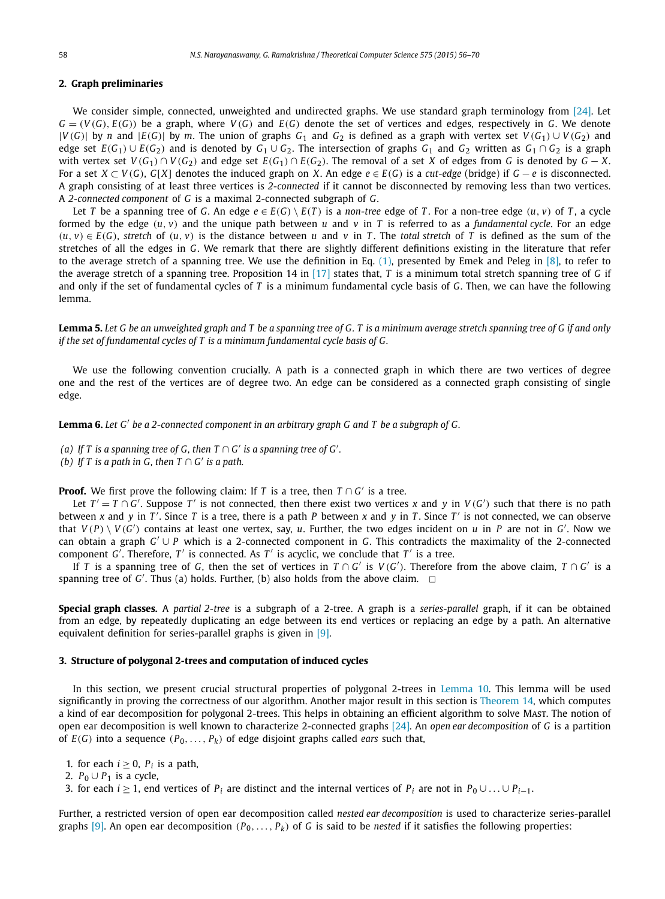## 2. Graph preliminaries

We consider simple, connected, unweighted and undirected graphs. We use standard graph terminology from [24]. Let $G = (V(G), E(G))$ be a graph, where $V(G)$ and $E(G)$ denote the set of vertices and edges, respectively in $G$. We denote $|V(G)|$ by $n$ and $|E(G)|$ by $m$. The union of graphs $G_1$ and $G_2$ is defined as a graph with vertex set $V(G_1) \cup V(G_2)$ and edge set $E(G_1) \cup E(G_2)$ and is denoted by $G_1 \cup G_2$. The intersection of graphs $G_1$ and $G_2$ written as $G_1 \cap G_2$ is a graph with vertex set $V(G_1) \cap V(G_2)$ and edge set $E(G_1) \cap E(G_2)$. The removal of a set $X$ of edges from $G$ is denoted by $G - X$. For a set $X \subset V(G)$, $G[X]$ denotes the induced graph on $X$. An edge $e \in E(G)$ is a *cut-edge* (bridge) if $G - e$ is disconnected. A graph consisting of at least three vertices is *2-connected* if it cannot be disconnected by removing less than two vertices. A *2-connected component* of $G$ is a maximal 2-connected subgraph of $G$.

Let $T$ be a spanning tree of $G$. An edge $e \in E(G) \setminus E(T)$ is a *non-tree* edge of $T$. For a non-tree edge $(u, v)$ of $T$, a cycle formed by the edge $(u, v)$ and the unique path between $u$ and $v$ in $T$ is referred to as a *fundamental cycle*. For an edge $(u, v) \in E(G)$, *stretch* of $(u, v)$ is the distance between $u$ and $v$ in $T$. The *total stretch* of $T$ is defined as the sum of the stretches of all the edges in $G$. We remark that there are slightly different definitions existing in the literature that refer to the average stretch of a spanning tree. We use the definition in Eq. (1), presented by Emek and Peleg in [8], to refer to the average stretch of a spanning tree. Proposition 14 in [17] states that, $T$ is a minimum total stretch spanning tree of $G$ if and only if the set of fundamental cycles of $T$ is a minimum fundamental cycle basis of $G$. Then, we can have the following lemma.

**Lemma 5.** *Let $G$ be an unweighted graph and $T$ be a spanning tree of $G$. $T$ is a minimum average stretch spanning tree of $G$ if and only if the set of fundamental cycles of $T$ is a minimum fundamental cycle basis of $G$.*

We use the following convention crucially. A path is a connected graph in which there are two vertices of degree one and the rest of the vertices are of degree two. An edge can be considered as a connected graph consisting of single edge.

**Lemma 6.** *Let $G'$ be a 2-connected component in an arbitrary graph $G$ and $T$ be a subgraph of $G$.*

*(a) If $T$ is a spanning tree of $G$, then $T \cap G'$ is a spanning tree of $G'$.*
*(b) If $T$ is a path in $G$, then $T \cap G'$ is a path.*

**Proof.** We first prove the following claim: If $T$ is a tree, then $T \cap G'$ is a tree.

Let $T' = T \cap G'$. Suppose $T'$ is not connected, then there exist two vertices $x$ and $y$ in $V(G')$ such that there is no path between $x$ and $y$ in $T'$. Since $T$ is a tree, there is a path $P$ between $x$ and $y$ in $T$. Since $T'$ is not connected, we can observe that $V(P) \setminus V(G')$ contains at least one vertex, say, $u$. Further, the two edges incident on $u$ in $P$ are not in $G'$. Now we can obtain a graph $G' \cup P$ which is a 2-connected component in $G$. This contradicts the maximality of the 2-connected component $G'$. Therefore, $T'$ is connected. As $T'$ is acyclic, we conclude that $T'$ is a tree.

If $T$ is a spanning tree of $G$, then the set of vertices in $T \cap G'$ is $V(G')$. Therefore from the above claim, $T \cap G'$ is a spanning tree of $G'$. Thus (a) holds. Further, (b) also holds from the above claim. $\square$

**Special graph classes.** A *partial 2-tree* is a subgraph of a 2-tree. A graph is a *series-parallel* graph, if it can be obtained from an edge, by repeatedly duplicating an edge between its end vertices or replacing an edge by a path. An alternative equivalent definition for series-parallel graphs is given in [9].

## 3. Structure of polygonal 2-trees and computation of induced cycles

In this section, we present crucial structural properties of polygonal 2-trees in Lemma 10. This lemma will be used significantly in proving the correctness of our algorithm. Another major result in this section is Theorem 14, which computes a kind of ear decomposition for polygonal 2-trees. This helps in obtaining an efficient algorithm to solve Mast. The notion of open ear decomposition is well known to characterize 2-connected graphs [24]. An *open ear decomposition* of $G$ is a partition of $E(G)$ into a sequence $(P_0, \ldots, P_k)$ of edge disjoint graphs called *ears* such that,

1. for each $i \geq 0$, $P_i$ is a path,
2. $P_0 \cup P_1$ is a cycle,
3. for each $i \geq 1$, end vertices of $P_i$ are distinct and the internal vertices of $P_i$ are not in $P_0 \cup \ldots \cup P_{i-1}$.

Further, a restricted version of open ear decomposition called *nested ear decomposition* is used to characterize series-parallel graphs [9]. An open ear decomposition $(P_0, \ldots, P_k)$ of $G$ is said to be *nested* if it satisfies the following properties: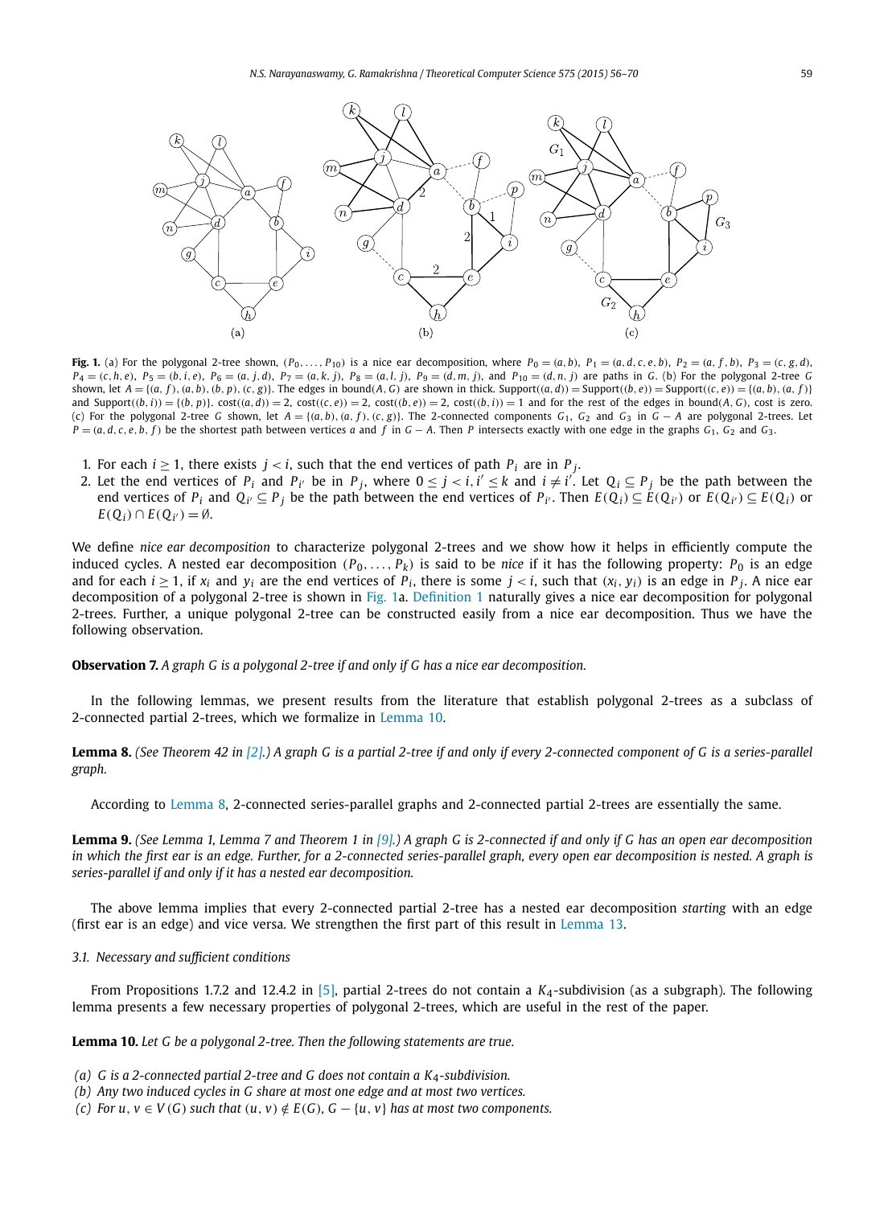**Fig. 1.** (a) For the polygonal 2-tree shown, $(P_0, \ldots, P_{10})$ is a nice ear decomposition, where $P_0 = (a, b)$, $P_1 = (a, d, c, e, b)$, $P_2 = (a, f, b)$, $P_3 = (c, g, d)$, $P_4 = (c, h, e)$, $P_5 = (b, i, e)$, $P_6 = (a, j, d)$, $P_7 = (a, k, j)$, $P_8 = (a, l, j)$, $P_9 = (d, m, j)$, and $P_{10} = (d, n, j)$ are paths in $G$. (b) For the polygonal 2-tree $G$ shown, let $A = \{(a, f), (a, b), (b, p), (c, g)\}$. The edges in bound$(A, G)$ are shown in thick. Support$((a, d))$ = Support$((b, e))$ = Support$((c, e))$ = $\{(a, b), (a, f)\}$ and Support$((b, i)) = \{(b, p)\}$. cost$((a, d)) = 2$, cost$((c, e)) = 2$, cost$((b, e)) = 2$, cost$((b, i)) = 1$ and for the rest of the edges in bound$(A, G)$, cost is zero. (c) For the polygonal 2-tree $G$ shown, let $A = \{(a, b), (a, f), (c, g)\}$. The 2-connected components $G_1$, $G_2$ and $G_3$ in $G - A$ are polygonal 2-trees. Let $P = (a, d, c, e, b, f)$ be the shortest path between vertices $a$ and $f$ in $G - A$. Then $P$ intersects exactly with one edge in the graphs $G_1$, $G_2$ and $G_3$.

1. For each $i \geq 1$, there exists $j < i$, such that the end vertices of path $P_i$ are in $P_j$.
2. Let the end vertices of $P_i$ and $P_{i'}$ be in $P_j$, where $0 \leq j < i, i' \leq k$ and $i \neq i'$. Let $Q_i \subseteq P_j$ be the path between the end vertices of $P_i$ and $Q_{i'} \subseteq P_j$ be the path between the end vertices of $P_{i'}$. Then $E(Q_i) \subseteq E(Q_{i'})$ or $E(Q_{i'}) \subseteq E(Q_i)$ or $E(Q_i) \cap E(Q_{i'}) = \emptyset$.

We define *nice ear decomposition* to characterize polygonal 2-trees and we show how it helps in efficiently compute the induced cycles. A nested ear decomposition $(P_0, \ldots, P_k)$ is said to be *nice* if it has the following property: $P_0$ is an edge and for each $i \geq 1$, if $x_i$ and $y_i$ are the end vertices of $P_i$, there is some $j < i$, such that $(x_i, y_i)$ is an edge in $P_j$. A nice ear decomposition of a polygonal 2-tree is shown in Fig. 1a. Definition 1 naturally gives a nice ear decomposition for polygonal 2-trees. Further, a unique polygonal 2-tree can be constructed easily from a nice ear decomposition. Thus we have the following observation.

**Observation 7.** *A graph G is a polygonal 2-tree if and only if G has a nice ear decomposition.*

In the following lemmas, we present results from the literature that establish polygonal 2-trees as a subclass of 2-connected partial 2-trees, which we formalize in Lemma 10.

**Lemma 8.** *(See Theorem 42 in [2].) A graph G is a partial 2-tree if and only if every 2-connected component of G is a series-parallel graph.*

According to Lemma 8, 2-connected series-parallel graphs and 2-connected partial 2-trees are essentially the same.

**Lemma 9.** *(See Lemma 1, Lemma 7 and Theorem 1 in [9].) A graph G is 2-connected if and only if G has an open ear decomposition in which the first ear is an edge. Further, for a 2-connected series-parallel graph, every open ear decomposition is nested. A graph is series-parallel if and only if it has a nested ear decomposition.*

The above lemma implies that every 2-connected partial 2-tree has a nested ear decomposition *starting* with an edge (first ear is an edge) and vice versa. We strengthen the first part of this result in Lemma 13.

### 3.1. Necessary and sufficient conditions

From Propositions 1.7.2 and 12.4.2 in [5], partial 2-trees do not contain a $K_4$-subdivision (as a subgraph). The following lemma presents a few necessary properties of polygonal 2-trees, which are useful in the rest of the paper.

**Lemma 10.** *Let G be a polygonal 2-tree. Then the following statements are true.*

*(a) G is a 2-connected partial 2-tree and G does not contain a $K_4$-subdivision.*
*(b) Any two induced cycles in G share at most one edge and at most two vertices.*
*(c) For $u, v \in V(G)$ such that $(u, v) \notin E(G)$, $G - \{u, v\}$ has at most two components.*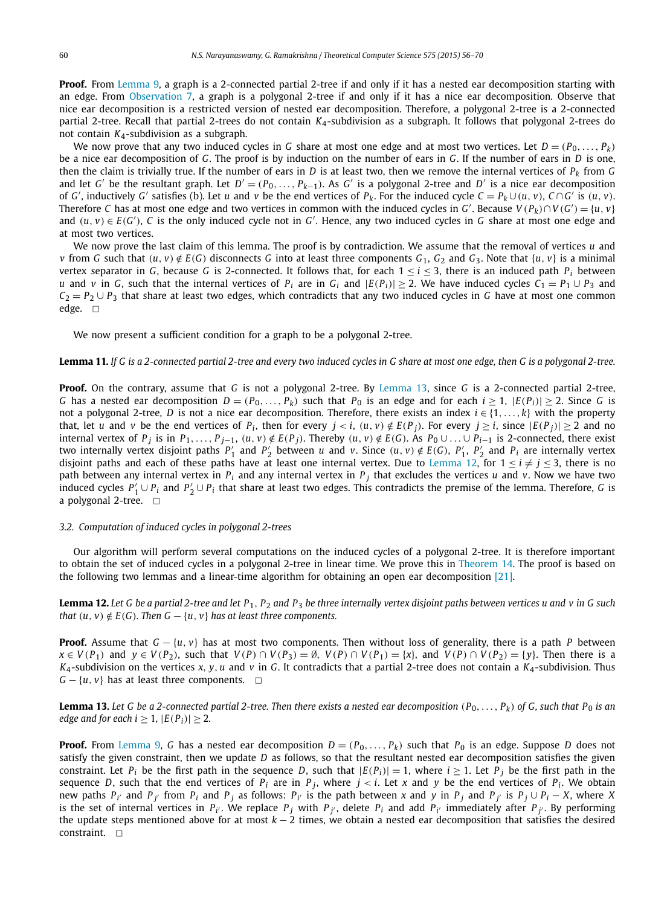**Proof.** From Lemma 9, a graph is a 2-connected partial 2-tree if and only if it has a nested ear decomposition starting with an edge. From Observation 7, a graph is a polygonal 2-tree if and only if it has a nice ear decomposition. Observe that nice ear decomposition is a restricted version of nested ear decomposition. Therefore, a polygonal 2-tree is a 2-connected partial 2-tree. Recall that partial 2-trees do not contain $K_4$-subdivision as a subgraph. It follows that polygonal 2-trees do not contain $K_4$-subdivision as a subgraph.

We now prove that any two induced cycles in $G$ share at most one edge and at most two vertices. Let $D = (P_0, \ldots, P_k)$ be a nice ear decomposition of $G$. The proof is by induction on the number of ears in $G$. If the number of ears in $D$ is one, then the claim is trivially true. If the number of ears in $D$ is at least two, then we remove the internal vertices of $P_k$ from $G$ and let $G'$ be the resultant graph. Let $D' = (P_0, \ldots, P_{k-1})$. As $G'$ is a polygonal 2-tree and $D'$ is a nice ear decomposition of $G'$, inductively $G'$ satisfies (b). Let $u$ and $v$ be the end vertices of $P_k$. For the induced cycle $C = P_k \cup (u, v)$, $C \cap G'$ is $(u, v)$. Therefore $C$ has at most one edge and two vertices in common with the induced cycles in $G'$. Because $V(P_k) \cap V(G') = \{u, v\}$ and $(u, v) \in E(G')$, $C$ is the only induced cycle not in $G'$. Hence, any two induced cycles in $G$ share at most one edge and at most two vertices.

We now prove the last claim of this lemma. The proof is by contradiction. We assume that the removal of vertices $u$ and $v$ from $G$ such that $(u, v) \notin E(G)$ disconnects $G$ into at least three components $G_1$, $G_2$ and $G_3$. Note that $\{u, v\}$ is a minimal vertex separator in $G$, because $G$ is 2-connected. It follows that, for each $1 \leq i \leq 3$, there is an induced path $P_i$ between $u$ and $v$ in $G$, such that the internal vertices of $P_i$ are in $G_i$ and $|E(P_i)| \geq 2$. We have induced cycles $C_1 = P_1 \cup P_3$ and $C_2 = P_2 \cup P_3$ that share at least two edges, which contradicts that any two induced cycles in $G$ have at most one common edge. $\square$

We now present a sufficient condition for a graph to be a polygonal 2-tree.

**Lemma 11.** *If $G$ is a 2-connected partial 2-tree and every two induced cycles in $G$ share at most one edge, then $G$ is a polygonal 2-tree.*

**Proof.** On the contrary, assume that $G$ is not a polygonal 2-tree. By Lemma 13, since $G$ is a 2-connected partial 2-tree, $G$ has a nested ear decomposition $D = (P_0, \ldots, P_k)$ such that $P_0$ is an edge and for each $i \geq 1$, $|E(P_i)| \geq 2$. Since $G$ is not a polygonal 2-tree, $D$ is not a nice ear decomposition. Therefore, there exists an index $i \in \{1, \ldots, k\}$ with the property that, let $u$ and $v$ be the end vertices of $P_i$, then for every $j < i$, $(u, v) \notin E(P_j)$. For every $j \geq i$, since $|E(P_j)| \geq 2$ and no internal vertex of $P_j$ is in $P_1, \ldots, P_{j-1}$, $(u, v) \notin E(P_j)$. Thereby $(u, v) \notin E(G)$. As $P_0 \cup \ldots \cup P_{i-1}$ is 2-connected, there exist two internally vertex disjoint paths $P'_1$ and $P'_2$ between $u$ and $v$. Since $(u, v) \notin E(G)$, $P'_1$, $P'_2$ and $P_i$ are internally vertex disjoint paths and each of these paths have at least one internal vertex. Due to Lemma 12, for $1 \leq i \neq j \leq 3$, there is no path between any internal vertex in $P_i$ and any internal vertex in $P_j$ that excludes the vertices $u$ and $v$. Now we have two induced cycles $P'_1 \cup P_i$ and $P'_2 \cup P_i$ that share at least two edges. This contradicts the premise of the lemma. Therefore, $G$ is a polygonal 2-tree. $\square$

### 3.2. Computation of induced cycles in polygonal 2-trees

Our algorithm will perform several computations on the induced cycles of a polygonal 2-tree. It is therefore important to obtain the set of induced cycles in a polygonal 2-tree in linear time. We prove this in Theorem 14. The proof is based on the following two lemmas and a linear-time algorithm for obtaining an open ear decomposition [21].

**Lemma 12.** *Let $G$ be a partial 2-tree and let $P_1$, $P_2$ and $P_3$ be three internally vertex disjoint paths between vertices $u$ and $v$ in $G$ such that $(u, v) \notin E(G)$. Then $G - \{u, v\}$ has at least three components.*

**Proof.** Assume that $G - \{u, v\}$ has at most two components. Then without loss of generality, there is a path $P$ between $x \in V(P_1)$ and $y \in V(P_2)$, such that $V(P) \cap V(P_3) = \emptyset$, $V(P) \cap V(P_1) = \{x\}$, and $V(P) \cap V(P_2) = \{y\}$. Then there is a $K_4$-subdivision on the vertices $x$, $y$, $u$ and $v$ in $G$. It contradicts that a partial 2-tree does not contain a $K_4$-subdivision. Thus $G - \{u, v\}$ has at least three components. $\square$

**Lemma 13.** *Let $G$ be a 2-connected partial 2-tree. Then there exists a nested ear decomposition $(P_0, \ldots, P_k)$ of $G$, such that $P_0$ is an edge and for each $i \geq 1$, $|E(P_i)| \geq 2$.*

**Proof.** From Lemma 9, $G$ has a nested ear decomposition $D = (P_0, \ldots, P_k)$ such that $P_0$ is an edge. Suppose $D$ does not satisfy the given constraint, then we update $D$ as follows, so that the resultant nested ear decomposition satisfies the given constraint. Let $P_i$ be the first path in the sequence $D$, such that $|E(P_i)| = 1$, where $i \geq 1$. Let $P_j$ be the first path in the sequence $D$, such that the end vertices of $P_i$ are in $P_j$, where $j < i$. Let $x$ and $y$ be the end vertices of $P_i$. We obtain new paths $P_{i'}$ and $P_{j'}$ from $P_i$ and $P_j$ as follows: $P_{i'}$ is the path between $x$ and $y$ in $P_j$ and $P_{j'}$ is $P_j \cup P_i - X$, where $X$ is the set of internal vertices in $P_{i'}$. We replace $P_j$ with $P_{j'}$, delete $P_i$ and add $P_{i'}$ immediately after $P_{j'}$. By performing the update steps mentioned above for at most $k - 2$ times, we obtain a nested ear decomposition that satisfies the desired constraint. $\square$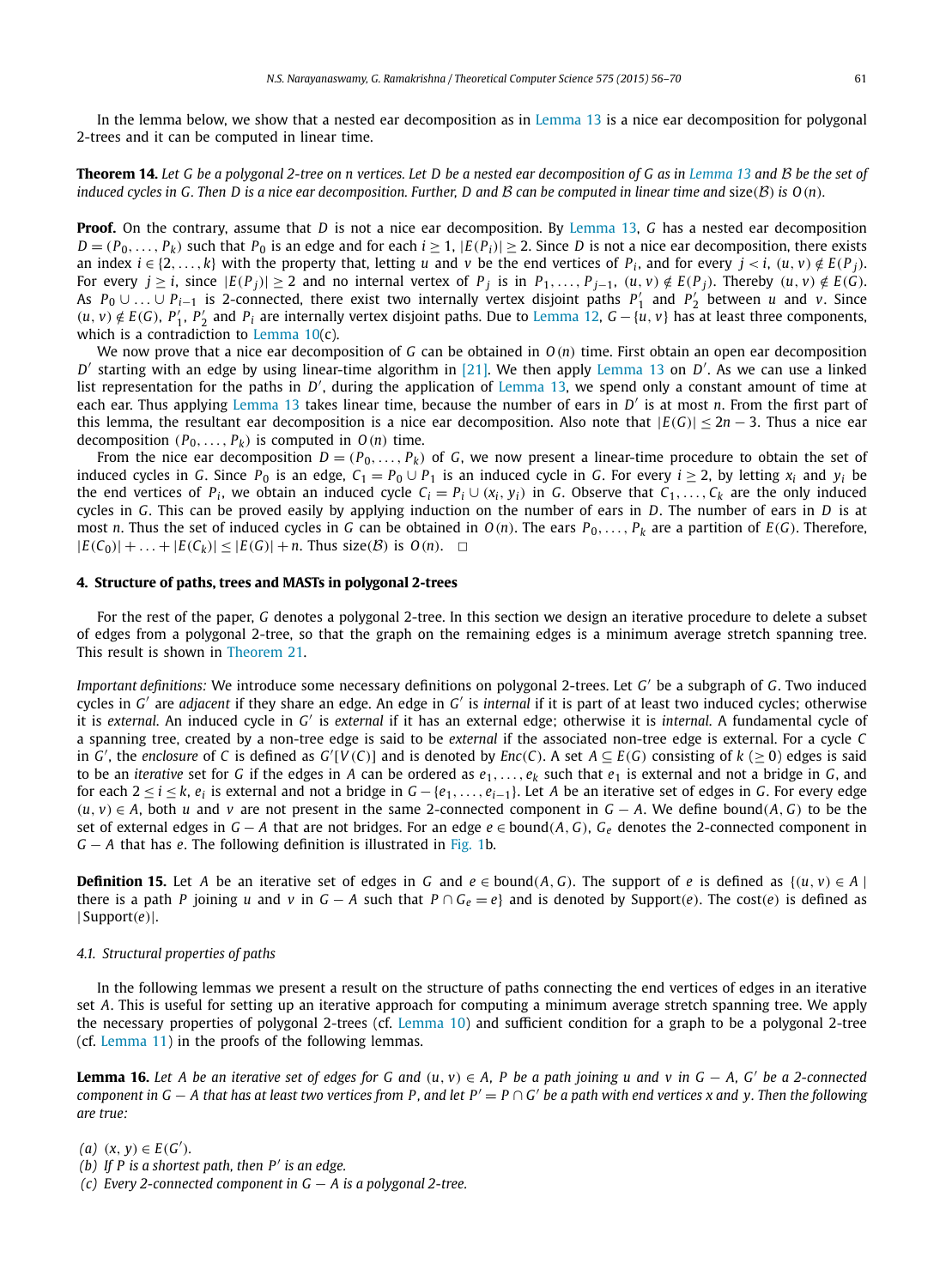In the lemma below, we show that a nested ear decomposition as in Lemma 13 is a nice ear decomposition for polygonal 2-trees and it can be computed in linear time.

**Theorem 14.** *Let $G$ be a polygonal 2-tree on $n$ vertices. Let $D$ be a nested ear decomposition of $G$ as in Lemma 13 and $\mathcal{B}$ be the set of induced cycles in $G$. Then $D$ is a nice ear decomposition. Further, $D$ and $\mathcal{B}$ can be computed in linear time and size($\mathcal{B}$) is $O(n)$.*

**Proof.** On the contrary, assume that $D$ is not a nice ear decomposition. By Lemma 13, $G$ has a nested ear decomposition $D = (P_0, \ldots, P_k)$ such that $P_0$ is an edge and for each $i \geq 1$, $|E(P_i)| \geq 2$. Since $D$ is not a nice ear decomposition, there exists an index $i \in \{2, \ldots, k\}$ with the property that, letting $u$ and $v$ be the end vertices of $P_i$, and for every $j < i$, $(u, v) \notin E(P_j)$. For every $j \geq i$, since $|E(P_j)| \geq 2$ and no internal vertex of $P_j$ is in $P_1, \ldots, P_{j-1}$, $(u, v) \notin E(P_j)$. Thereby $(u, v) \notin E(G)$. As $P_0 \cup \ldots \cup P_{i-1}$ is 2-connected, there exist two internally vertex disjoint paths $P'_1$ and $P'_2$ between $u$ and $v$. Since $(u, v) \notin E(G)$, $P'_1$, $P'_2$ and $P_i$ are internally vertex disjoint paths. Due to Lemma 12, $G - \{u, v\}$ has at least three components, which is a contradiction to Lemma 10(c).

We now prove that a nice ear decomposition of $G$ can be obtained in $O(n)$ time. First obtain an open ear decomposition $D'$ starting with an edge by using linear-time algorithm in [21]. We then apply Lemma 13 on $D'$. As we can use a linked list representation for the paths in $D'$, during the application of Lemma 13, we spend only a constant amount of time at each ear. Thus applying Lemma 13 takes linear time, because the number of ears in $D'$ is at most $n$. From the first part of this lemma, the resultant ear decomposition is a nice ear decomposition. Also note that $|E(G)| \leq 2n - 3$. Thus a nice ear decomposition $(P_0, \ldots, P_k)$ is computed in $O(n)$ time.

From the nice ear decomposition $D = (P_0, \ldots, P_k)$ of $G$, we now present a linear-time procedure to obtain the set of induced cycles in $G$. Since $P_0$ is an edge, $C_1 = P_0 \cup P_1$ is an induced cycle in $G$. For every $i \geq 2$, by letting $x_i$ and $y_i$ be the end vertices of $P_i$, we obtain an induced cycle $C_i = P_i \cup (x_i, y_i)$ in $G$. Observe that $C_1, \ldots, C_k$ are the only induced cycles in $G$. This can be proved easily by applying induction on the number of ears in $D$. The number of ears in $D$ is at most $n$. Thus the set of induced cycles in $G$ can be obtained in $O(n)$. The ears $P_0, \ldots, P_k$ are a partition of $E(G)$. Therefore, $|E(C_0)| + \ldots + |E(C_k)| \leq |E(G)| + n$. Thus size($\mathcal{B}$) is $O(n)$. □

## 4. Structure of paths, trees and MASTs in polygonal 2-trees

For the rest of the paper, $G$ denotes a polygonal 2-tree. In this section we design an iterative procedure to delete a subset of edges from a polygonal 2-tree, so that the graph on the remaining edges is a minimum average stretch spanning tree. This result is shown in Theorem 21.

*Important definitions:* We introduce some necessary definitions on polygonal 2-trees. Let $G'$ be a subgraph of $G$. Two induced cycles in $G'$ are *adjacent* if they share an edge. An edge in $G'$ is *internal* if it is part of at least two induced cycles; otherwise it is *external*. An induced cycle in $G'$ is *external* if it has an external edge; otherwise it is *internal*. A fundamental cycle of a spanning tree, created by a non-tree edge is said to be *external* if the associated non-tree edge is external. For a cycle $C$ in $G'$, the *enclosure* of $C$ is defined as $G'[V(C)]$ and is denoted by $Enc(C)$. A set $A \subseteq E(G)$ consisting of $k$ ($\geq 0$) edges is said to be an *iterative* set for $G$ if the edges in $A$ can be ordered as $e_1, \ldots, e_k$ such that $e_1$ is external and not a bridge in $G$, and for each $2 \leq i \leq k$, $e_i$ is external and not a bridge in $G - \{e_1, \ldots, e_{i-1}\}$. Let $A$ be an iterative set of edges in $G$. For every edge $(u, v) \in A$, both $u$ and $v$ are not present in the same 2-connected component in $G - A$. We define bound$(A, G)$ to be the set of external edges in $G - A$ that are not bridges. For an edge $e \in$ bound$(A, G)$, $G_e$ denotes the 2-connected component in $G - A$ that has $e$. The following definition is illustrated in Fig. 1b.

**Definition 15.** Let $A$ be an iterative set of edges in $G$ and $e \in$ bound$(A, G)$. The support of $e$ is defined as $\{(u, v) \in A \mid$ there is a path $P$ joining $u$ and $v$ in $G - A$ such that $P \cap G_e = e\}$ and is denoted by Support($e$). The cost($e$) is defined as $|$Support($e$)$|$.

### 4.1. Structural properties of paths

In the following lemmas we present a result on the structure of paths connecting the end vertices of edges in an iterative set $A$. This is useful for setting up an iterative approach for computing a minimum average stretch spanning tree. We apply the necessary properties of polygonal 2-trees (cf. Lemma 10) and sufficient condition for a graph to be a polygonal 2-tree (cf. Lemma 11) in the proofs of the following lemmas.

**Lemma 16.** *Let $A$ be an iterative set of edges for $G$ and $(u, v) \in A$, $P$ be a path joining $u$ and $v$ in $G - A$, $G'$ be a 2-connected component in $G - A$ that has at least two vertices from $P$, and let $P' = P \cap G'$ be a path with end vertices $x$ and $y$. Then the following are true:*

*(a) $(x, y) \in E(G')$.*
*(b) If $P$ is a shortest path, then $P'$ is an edge.*
*(c) Every 2-connected component in $G - A$ is a polygonal 2-tree.*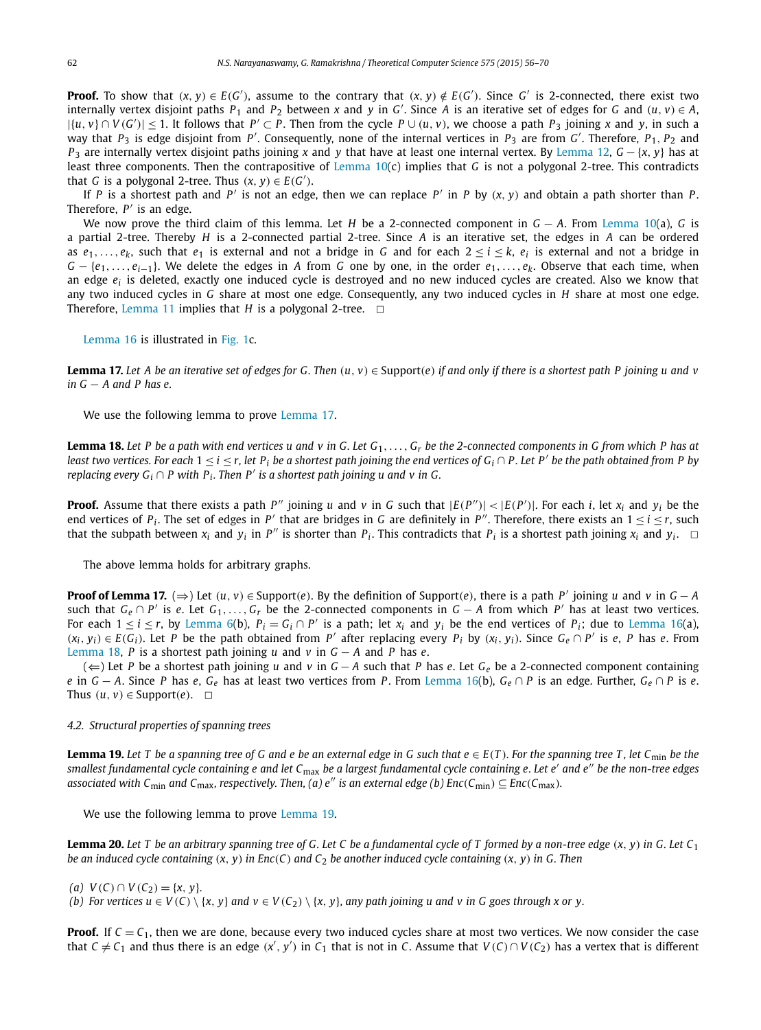**Proof.** To show that $(x, y) \in E(G')$, assume to the contrary that $(x, y) \notin E(G')$. Since $G'$ is 2-connected, there exist two internally vertex disjoint paths $P_1$ and $P_2$ between $x$ and $y$ in $G'$. Since $A$ is an iterative set of edges for $G$ and $(u, v) \in A$, $|\{u, v\} \cap V(G')| \leq 1$. It follows that $P' \subset P$. Then from the cycle $P \cup (u, v)$, we choose a path $P_3$ joining $x$ and $y$, in such a way that $P_3$ is edge disjoint from $P'$. Consequently, none of the internal vertices in $P_3$ are from $G'$. Therefore, $P_1, P_2$ and $P_3$ are internally vertex disjoint paths joining $x$ and $y$ that have at least one internal vertex. By Lemma 12, $G - \{x, y\}$ has at least three components. Then the contrapositive of Lemma 10(c) implies that $G$ is not a polygonal 2-tree. This contradicts that $G$ is a polygonal 2-tree. Thus $(x, y) \in E(G')$.

If $P$ is a shortest path and $P'$ is not an edge, then we can replace $P'$ in $P$ by $(x, y)$ and obtain a path shorter than $P$. Therefore, $P'$ is an edge.

We now prove the third claim of this lemma. Let $H$ be a 2-connected component in $G - A$. From Lemma 10(a), $G$ is a partial 2-tree. Thereby $H$ is a 2-connected partial 2-tree. Since $A$ is an iterative set, the edges in $A$ can be ordered as $e_1, \ldots, e_k$, such that $e_1$ is external and not a bridge in $G$ and for each $2 \leq i \leq k$, $e_i$ is external and not a bridge in $G - \{e_1, \ldots, e_{i-1}\}$. We delete the edges in $A$ from $G$ one by one, in the order $e_1, \ldots, e_k$. Observe that each time, when an edge $e_i$ is deleted, exactly one induced cycle is destroyed and no new induced cycles are created. Also we know that any two induced cycles in $G$ share at most one edge. Consequently, any two induced cycles in $H$ share at most one edge. Therefore, Lemma 11 implies that $H$ is a polygonal 2-tree. $\square$

Lemma 16 is illustrated in Fig. 1c.

**Lemma 17.** *Let $A$ be an iterative set of edges for $G$. Then $(u, v) \in \text{Support}(e)$ if and only if there is a shortest path $P$ joining $u$ and $v$ in $G - A$ and $P$ has $e$.*

We use the following lemma to prove Lemma 17.

**Lemma 18.** *Let $P$ be a path with end vertices $u$ and $v$ in $G$. Let $G_1, \ldots, G_r$ be the 2-connected components in $G$ from which $P$ has at least two vertices. For each $1 \leq i \leq r$, let $P_i$ be a shortest path joining the end vertices of $G_i \cap P$. Let $P'$ be the path obtained from $P$ by replacing every $G_i \cap P$ with $P_i$. Then $P'$ is a shortest path joining $u$ and $v$ in $G$.*

**Proof.** Assume that there exists a path $P''$ joining $u$ and $v$ in $G$ such that $|E(P'')| < |E(P')|$. For each $i$, let $x_i$ and $y_i$ be the end vertices of $P_i$. The set of edges in $P'$ that are bridges in $G$ are definitely in $P''$. Therefore, there exists an $1 \leq i \leq r$, such that the subpath between $x_i$ and $y_i$ in $P''$ is shorter than $P_i$. This contradicts that $P_i$ is a shortest path joining $x_i$ and $y_i$. $\square$

The above lemma holds for arbitrary graphs.

**Proof of Lemma 17.** ($\Rightarrow$) Let $(u, v) \in \text{Support}(e)$. By the definition of Support$(e)$, there is a path $P'$ joining $u$ and $v$ in $G - A$ such that $G_e \cap P'$ is $e$. Let $G_1, \ldots, G_r$ be the 2-connected components in $G - A$ from which $P'$ has at least two vertices. For each $1 \leq i \leq r$, by Lemma 6(b), $P_i = G_i \cap P'$ is a path; let $x_i$ and $y_i$ be the end vertices of $P_i$; due to Lemma 16(a), $(x_i, y_i) \in E(G_i)$. Let $P$ be the path obtained from $P'$ after replacing every $P_i$ by $(x_i, y_i)$. Since $G_e \cap P'$ is $e$, $P$ has $e$. From Lemma 18, $P$ is a shortest path joining $u$ and $v$ in $G - A$ and $P$ has $e$.

($\Leftarrow$) Let $P$ be a shortest path joining $u$ and $v$ in $G - A$ such that $P$ has $e$. Let $G_e$ be a 2-connected component containing $e$ in $G - A$. Since $P$ has $e$, $G_e$ has at least two vertices from $P$. From Lemma 16(b), $G_e \cap P$ is an edge. Further, $G_e \cap P$ is $e$. Thus $(u, v) \in \text{Support}(e)$. $\square$

### 4.2. Structural properties of spanning trees

**Lemma 19.** *Let $T$ be a spanning tree of $G$ and $e$ be an external edge in $G$ such that $e \in E(T)$. For the spanning tree $T$, let $C_{\min}$ be the smallest fundamental cycle containing $e$ and let $C_{\max}$ be a largest fundamental cycle containing $e$. Let $e'$ and $e''$ be the non-tree edges associated with $C_{\min}$ and $C_{\max}$, respectively. Then, (a) $e''$ is an external edge (b) $Enc(C_{\min}) \subseteq Enc(C_{\max})$.*

We use the following lemma to prove Lemma 19.

**Lemma 20.** *Let $T$ be an arbitrary spanning tree of $G$. Let $C$ be a fundamental cycle of $T$ formed by a non-tree edge $(x, y)$ in $G$. Let $C_1$ be an induced cycle containing $(x, y)$ in $Enc(C)$ and $C_2$ be another induced cycle containing $(x, y)$ in $G$. Then*

*(a)* $V(C) \cap V(C_2) = \{x, y\}$.
*(b) For vertices $u \in V(C) \setminus \{x, y\}$ and $v \in V(C_2) \setminus \{x, y\}$, any path joining $u$ and $v$ in $G$ goes through $x$ or $y$.*

**Proof.** If $C = C_1$, then we are done, because every two induced cycles share at most two vertices. We now consider the case that $C \neq C_1$ and thus there is an edge $(x', y')$ in $C_1$ that is not in $C$. Assume that $V(C) \cap V(C_2)$ has a vertex that is different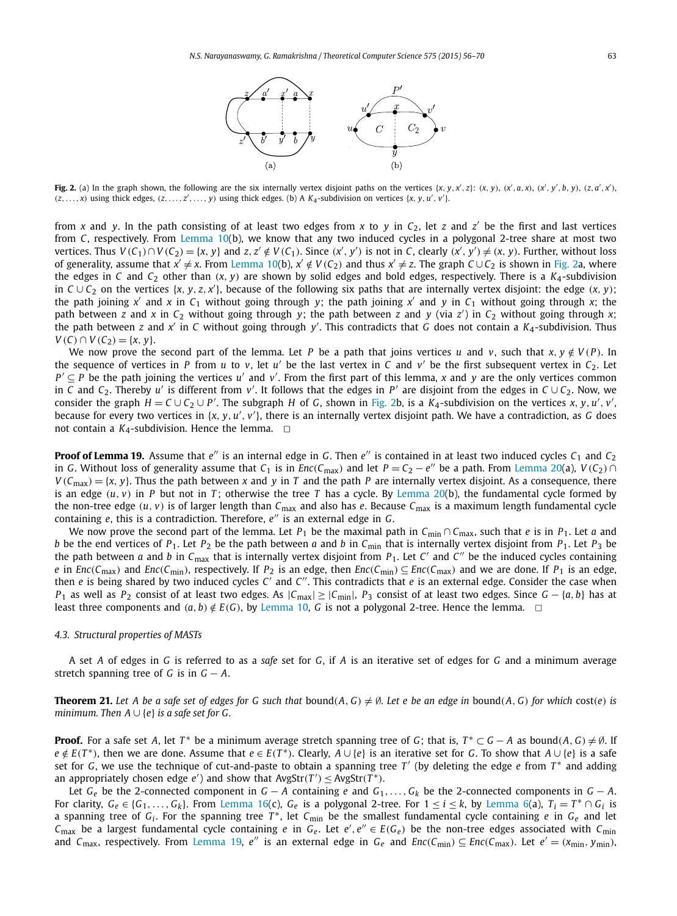**Fig. 2.** (a) In the graph shown, the following are the six internally vertex disjoint paths on the vertices $\{x, y, x', z\}$: $(x, y)$, $(x', a, x)$, $(x', y', b, y)$, $(z, a', x')$, $(z, \ldots, x)$ using thick edges, $(z, \ldots, z', \ldots, y)$ using thick edges. (b) A $K_4$-subdivision on vertices $\{x, y, u', v'\}$.

from $x$ and $y$. In the path consisting of at least two edges from $x$ to $y$ in $C_2$, let $z$ and $z'$ be the first and last vertices from $C$, respectively. From Lemma 10(b), we know that any two induced cycles in a polygonal 2-tree share at most two vertices. Thus $V(C_1) \cap V(C_2) = \{x, y\}$ and $z, z' \notin V(C_1)$. Since $(x', y')$ is not in $C$, clearly $(x', y') \neq (x, y)$. Further, without loss of generality, assume that $x' \neq x$. From Lemma 10(b), $x' \notin V(C_2)$ and thus $x' \neq z$. The graph $C \cup C_2$ is shown in Fig. 2a, where the edges in $C$ and $C_2$ other than $(x, y)$ are shown by solid edges and bold edges, respectively. There is a $K_4$-subdivision in $C \cup C_2$ on the vertices $\{x, y, z, x'\}$, because of the following six paths that are internally vertex disjoint: the edge $(x, y)$; the path joining $x'$ and $x$ in $C_1$ without going through $y$; the path joining $x'$ and $y$ in $C_1$ without going through $x$; the path between $z$ and $x$ in $C_2$ without going through $y$; the path between $z$ and $y$ (via $z'$) in $C_2$ without going through $x$; the path between $z$ and $x'$ in $C$ without going through $y'$. This contradicts that $G$ does not contain a $K_4$-subdivision. Thus $V(C) \cap V(C_2) = \{x, y\}$.

We now prove the second part of the lemma. Let $P$ be a path that joins vertices $u$ and $v$, such that $x, y \notin V(P)$. In the sequence of vertices in $P$ from $u$ to $v$, let $u'$ be the last vertex in $C$ and $v'$ be the first subsequent vertex in $C_2$. Let $P' \subseteq P$ be the path joining the vertices $u'$ and $v'$. From the first part of this lemma, $x$ and $y$ are the only vertices common in $C$ and $C_2$. Thereby $u'$ is different from $v'$. It follows that the edges in $P'$ are disjoint from the edges in $C \cup C_2$. Now, we consider the graph $H = C \cup C_2 \cup P'$. The subgraph $H$ of $G$, shown in Fig. 2b, is a $K_4$-subdivision on the vertices $x, y, u', v'$, because for every two vertices in $\{x, y, u', v'\}$, there is an internally vertex disjoint path. We have a contradiction, as $G$ does not contain a $K_4$-subdivision. Hence the lemma. □

**Proof of Lemma 19.** Assume that $e''$ is an internal edge in $G$. Then $e''$ is contained in at least two induced cycles $C_1$ and $C_2$ in $G$. Without loss of generality assume that $C_1$ is in $Enc(C_{\max})$ and let $P = C_2 - e''$ be a path. From Lemma 20(a), $V(C_2) \cap V(C_{\max}) = \{x, y\}$. Thus the path between $x$ and $y$ in $T$ and the path $P$ are internally vertex disjoint. As a consequence, there is an edge $(u, v)$ in $P$ but not in $T$; otherwise the tree $T$ has a cycle. By Lemma 20(b), the fundamental cycle formed by the non-tree edge $(u, v)$ is of larger length than $C_{\max}$ and also has $e$. Because $C_{\max}$ is a maximum length fundamental cycle containing $e$, this is a contradiction. Therefore, $e''$ is an external edge in $G$.

We now prove the second part of the lemma. Let $P_1$ be the maximal path in $C_{\min} \cap C_{\max}$, such that $e$ is in $P_1$. Let $a$ and $b$ be the end vertices of $P_1$. Let $P_2$ be the path between $a$ and $b$ in $C_{\min}$ that is internally vertex disjoint from $P_1$. Let $P_3$ be the path between $a$ and $b$ in $C_{\max}$ that is internally vertex disjoint from $P_1$. Let $C'$ and $C''$ be the induced cycles containing $e$ in $Enc(C_{\max})$ and $Enc(C_{\min})$, respectively. If $P_2$ is an edge, then $Enc(C_{\min}) \subseteq Enc(C_{\max})$ and we are done. If $P_1$ is an edge, then $e$ is being shared by two induced cycles $C'$ and $C''$. This contradicts that $e$ is an external edge. Consider the case when $P_1$ as well as $P_2$ consist of at least two edges. As $|C_{\max}| \geq |C_{\min}|$, $P_3$ consist of at least two edges. Since $G - \{a, b\}$ has at least three components and $(a, b) \notin E(G)$, by Lemma 10, $G$ is not a polygonal 2-tree. Hence the lemma. □

### 4.3. Structural properties of MASTs

A set $A$ of edges in $G$ is referred to as a *safe* set for $G$, if $A$ is an iterative set of edges for $G$ and a minimum average stretch spanning tree of $G$ is in $G - A$.

**Theorem 21.** *Let $A$ be a safe set of edges for $G$ such that* $\text{bound}(A, G) \neq \emptyset$. *Let $e$ be an edge in* $\text{bound}(A, G)$ *for which* $\text{cost}(e)$ *is minimum. Then $A \cup \{e\}$ is a safe set for $G$.*

**Proof.** For a safe set $A$, let $T^*$ be a minimum average stretch spanning tree of $G$; that is, $T^* \subset G - A$ as $\text{bound}(A, G) \neq \emptyset$. If $e \notin E(T^*)$, then we are done. Assume that $e \in E(T^*)$. Clearly, $A \cup \{e\}$ is an iterative set for $G$. To show that $A \cup \{e\}$ is a safe set for $G$, we use the technique of cut-and-paste to obtain a spanning tree $T'$ (by deleting the edge $e$ from $T^*$ and adding an appropriately chosen edge $e'$) and show that $\text{AvgStr}(T') \leq \text{AvgStr}(T^*)$.

Let $G_e$ be the 2-connected component in $G - A$ containing $e$ and $G_1, \ldots, G_k$ be the 2-connected components in $G - A$. For clarity, $G_e \in \{G_1, \ldots, G_k\}$. From Lemma 16(c), $G_e$ is a polygonal 2-tree. For $1 \leq i \leq k$, by Lemma 6(a), $T_i = T^* \cap G_i$ is a spanning tree of $G_i$. For the spanning tree $T^*$, let $C_{\min}$ be the smallest fundamental cycle containing $e$ in $G_e$ and let $C_{\max}$ be a largest fundamental cycle containing $e$ in $G_e$. Let $e', e'' \in E(G_e)$ be the non-tree edges associated with $C_{\min}$ and $C_{\max}$, respectively. From Lemma 19, $e''$ is an external edge in $G_e$ and $Enc(C_{\min}) \subseteq Enc(C_{\max})$. Let $e' = (x_{\min}, y_{\min})$,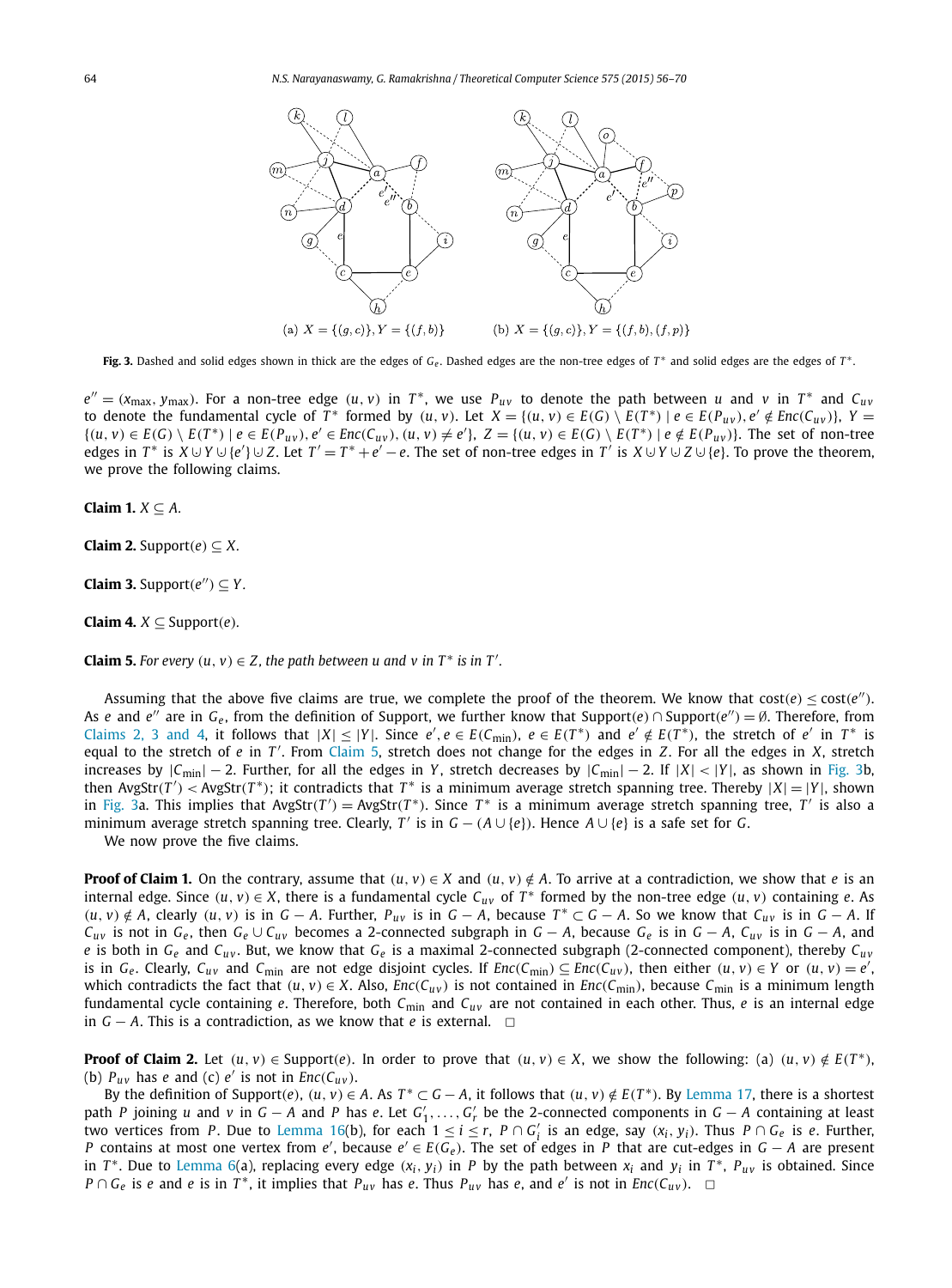(a) $X = \{(g, c)\}, Y = \{(f, b)\}$ (b) $X = \{(g, c)\}, Y = \{(f, b), (f, p)\}$

**Fig. 3.** Dashed and solid edges shown in thick are the edges of $G_e$. Dashed edges are the non-tree edges of $T^*$ and solid edges are the edges of $T^*$.

$e'' = (x_{\max}, y_{\max})$. For a non-tree edge $(u, v)$ in $T^*$, we use $P_{uv}$ to denote the path between $u$ and $v$ in $T^*$ and $C_{uv}$ to denote the fundamental cycle of $T^*$ formed by $(u, v)$. Let $X = \{(u, v) \in E(G) \setminus E(T^*) \mid e \in E(P_{uv}), e' \notin Enc(C_{uv})\}$, $Y = \{(u, v) \in E(G) \setminus E(T^*) \mid e \in E(P_{uv}), e' \in Enc(C_{uv}), (u, v) \neq e'\}$, $Z = \{(u, v) \in E(G) \setminus E(T^*) \mid e \notin E(P_{uv})\}$. The set of non-tree edges in $T^*$ is $X \cup Y \cup \{e'\} \cup Z$. Let $T' = T^* + e' - e$. The set of non-tree edges in $T'$ is $X \cup Y \cup Z \cup \{e\}$. To prove the theorem, we prove the following claims.

**Claim 1.** $X \subseteq A$.

**Claim 2.** Support$(e) \subseteq X$.

**Claim 3.** Support$(e'') \subseteq Y$.

**Claim 4.** $X \subseteq$ Support$(e)$.

**Claim 5.** *For every $(u, v) \in Z$, the path between $u$ and $v$ in $T^*$ is in $T'$.*

Assuming that the above five claims are true, we complete the proof of the theorem. We know that cost$(e) \leq$ cost$(e'')$. As $e$ and $e''$ are in $G_e$, from the definition of Support, we further know that Support$(e) \cap$ Support$(e'') = \emptyset$. Therefore, from Claims 2, 3 and 4, it follows that $|X| \leq |Y|$. Since $e', e \in E(C_{\min})$, $e \in E(T^*)$ and $e' \notin E(T^*)$, the stretch of $e'$ in $T^*$ is equal to the stretch of $e$ in $T'$. From Claim 5, stretch does not change for the edges in $Z$. For all the edges in $X$, stretch increases by $|C_{\min}| - 2$. Further, for all the edges in $Y$, stretch decreases by $|C_{\min}| - 2$. If $|X| < |Y|$, as shown in Fig. 3b, then AvgStr$(T') <$ AvgStr$(T^*)$; it contradicts that $T^*$ is a minimum average stretch spanning tree. Thereby $|X| = |Y|$, shown in Fig. 3a. This implies that AvgStr$(T') =$ AvgStr$(T^*)$. Since $T^*$ is a minimum average stretch spanning tree, $T'$ is also a minimum average stretch spanning tree. Clearly, $T'$ is in $G - (A \cup \{e\})$. Hence $A \cup \{e\}$ is a safe set for $G$.

We now prove the five claims.

**Proof of Claim 1.** On the contrary, assume that $(u, v) \in X$ and $(u, v) \notin A$. To arrive at a contradiction, we show that $e$ is an internal edge. Since $(u, v) \in X$, there is a fundamental cycle $C_{uv}$ of $T^*$ formed by the non-tree edge $(u, v)$ containing $e$. As $(u, v) \notin A$, clearly $(u, v)$ is in $G - A$. Further, $P_{uv}$ is in $G - A$, because $T^* \subset G - A$. So we know that $C_{uv}$ is in $G - A$. If $C_{uv}$ is not in $G_e$, then $G_e \cup C_{uv}$ becomes a 2-connected subgraph in $G - A$, because $G_e$ is in $G - A$, $C_{uv}$ is in $G - A$, and $e$ is both in $G_e$ and $C_{uv}$. But, we know that $G_e$ is a maximal 2-connected subgraph (2-connected component), thereby $C_{uv}$ is in $G_e$. Clearly, $C_{uv}$ and $C_{\min}$ are not edge disjoint cycles. If $Enc(C_{\min}) \subseteq Enc(C_{uv})$, then either $(u, v) \in Y$ or $(u, v) = e'$, which contradicts the fact that $(u, v) \in X$. Also, $Enc(C_{uv})$ is not contained in $Enc(C_{\min})$, because $C_{\min}$ is a minimum length fundamental cycle containing $e$. Therefore, both $C_{\min}$ and $C_{uv}$ are not contained in each other. Thus, $e$ is an internal edge in $G - A$. This is a contradiction, as we know that $e$ is external. $\square$

**Proof of Claim 2.** Let $(u, v) \in$ Support$(e)$. In order to prove that $(u, v) \in X$, we show the following: (a) $(u, v) \notin E(T^*)$, (b) $P_{uv}$ has $e$ and (c) $e'$ is not in $Enc(C_{uv})$.

By the definition of Support$(e)$, $(u, v) \in A$. As $T^* \subset G - A$, it follows that $(u, v) \notin E(T^*)$. By Lemma 17, there is a shortest path $P$ joining $u$ and $v$ in $G - A$ and $P$ has $e$. Let $G'_1, \ldots, G'_r$ be the 2-connected components in $G - A$ containing at least two vertices from $P$. Due to Lemma 16(b), for each $1 \leq i \leq r$, $P \cap G'_i$ is an edge, say $(x_i, y_i)$. Thus $P \cap G_e$ is $e$. Further, $P$ contains at most one vertex from $e'$, because $e' \in E(G_e)$. The set of edges in $P$ that are cut-edges in $G - A$ are present in $T^*$. Due to Lemma 6(a), replacing every edge $(x_i, y_i)$ in $P$ by the path between $x_i$ and $y_i$ in $T^*$, $P_{uv}$ is obtained. Since $P \cap G_e$ is $e$ and $e$ is in $T^*$, it implies that $P_{uv}$ has $e$. Thus $P_{uv}$ has $e$, and $e'$ is not in $Enc(C_{uv})$. $\square$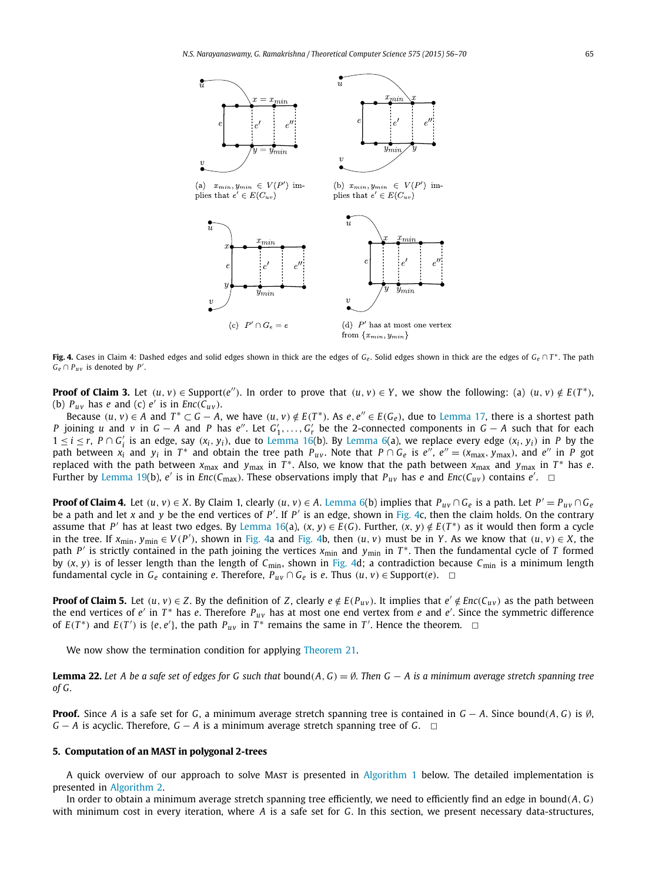(a) $x_{min}, y_{min} \in V(P')$ implies that $e' \in E(C_{uv})$

(b) $x_{min}, y_{min} \in V(P')$ implies that $e' \in E(C_{uv})$

(c) $P' \cap G_e = e$

(d) $P'$ has at most one vertex from $\{x_{min}, y_{min}\}$

**Fig. 4.** Cases in Claim 4: Dashed edges and solid edges shown in thick are the edges of $G_e$. Solid edges shown in thick are the edges of $G_e \cap T^*$. The path $G_e \cap P_{uv}$ is denoted by $P'$.

**Proof of Claim 3.** Let $(u, v) \in \text{Support}(e'')$. In order to prove that $(u, v) \in Y$, we show the following: (a) $(u, v) \notin E(T^*)$, (b) $P_{uv}$ has $e$ and (c) $e'$ is in $Enc(C_{uv})$.

Because $(u, v) \in A$ and $T^* \subset G - A$, we have $(u, v) \notin E(T^*)$. As $e, e'' \in E(G_e)$, due to Lemma 17, there is a shortest path $P$ joining $u$ and $v$ in $G - A$ and $P$ has $e''$. Let $G'_1, \ldots, G'_r$ be the 2-connected components in $G - A$ such that for each $1 \le i \le r$, $P \cap G'_i$ is an edge, say $(x_i, y_i)$, due to Lemma 16(b). By Lemma 6(a), we replace every edge $(x_i, y_i)$ in $P$ by the path between $x_i$ and $y_i$ in $T^*$ and obtain the tree path $P_{uv}$. Note that $P \cap G_e$ is $e''$, $e'' = (x_{\max}, y_{\max})$, and $e''$ in $P$ got replaced with the path between $x_{\max}$ and $y_{\max}$ in $T^*$. Also, we know that the path between $x_{\max}$ and $y_{\max}$ in $T^*$ has $e$. Further by Lemma 19(b), $e'$ is in $Enc(C_{\max})$. These observations imply that $P_{uv}$ has $e$ and $Enc(C_{uv})$ contains $e'$. □

**Proof of Claim 4.** Let $(u, v) \in X$. By Claim 1, clearly $(u, v) \in A$. Lemma 6(b) implies that $P_{uv} \cap G_e$ is a path. Let $P' = P_{uv} \cap G_e$ be a path and let $x$ and $y$ be the end vertices of $P'$. If $P'$ is an edge, shown in Fig. 4c, then the claim holds. On the contrary assume that $P'$ has at least two edges. By Lemma 16(a), $(x, y) \in E(G)$. Further, $(x, y) \notin E(T^*)$ as it would then form a cycle in the tree. If $x_{\min}, y_{\min} \in V(P')$, shown in Fig. 4a and Fig. 4b, then $(u, v)$ must be in $Y$. As we know that $(u, v) \in X$, the path $P'$ is strictly contained in the path joining the vertices $x_{\min}$ and $y_{\min}$ in $T^*$. Then the fundamental cycle of $T$ formed by $(x, y)$ is of lesser length than the length of $C_{\min}$, shown in Fig. 4d; a contradiction because $C_{\min}$ is a minimum length fundamental cycle in $G_e$ containing $e$. Therefore, $P_{uv} \cap G_e$ is $e$. Thus $(u, v) \in \text{Support}(e)$. □

**Proof of Claim 5.** Let $(u, v) \in Z$. By the definition of $Z$, clearly $e \notin E(P_{uv})$. It implies that $e' \notin Enc(C_{uv})$ as the path between the end vertices of $e'$ in $T^*$ has $e$. Therefore $P_{uv}$ has at most one end vertex from $e$ and $e'$. Since the symmetric difference of $E(T^*)$ and $E(T')$ is $\{e, e'\}$, the path $P_{uv}$ in $T^*$ remains the same in $T'$. Hence the theorem. □

We now show the termination condition for applying Theorem 21.

**Lemma 22.** *Let $A$ be a safe set of edges for $G$ such that* $\text{bound}(A, G) = \emptyset$. *Then $G - A$ is a minimum average stretch spanning tree of $G$.*

**Proof.** Since $A$ is a safe set for $G$, a minimum average stretch spanning tree is contained in $G - A$. Since $\text{bound}(A, G)$ is $\emptyset$, $G - A$ is acyclic. Therefore, $G - A$ is a minimum average stretch spanning tree of $G$. □

## 5. Computation of an MAST in polygonal 2-trees

A quick overview of our approach to solve Mast is presented in Algorithm 1 below. The detailed implementation is presented in Algorithm 2.

In order to obtain a minimum average stretch spanning tree efficiently, we need to efficiently find an edge in $\text{bound}(A, G)$ with minimum cost in every iteration, where $A$ is a safe set for $G$. In this section, we present necessary data-structures,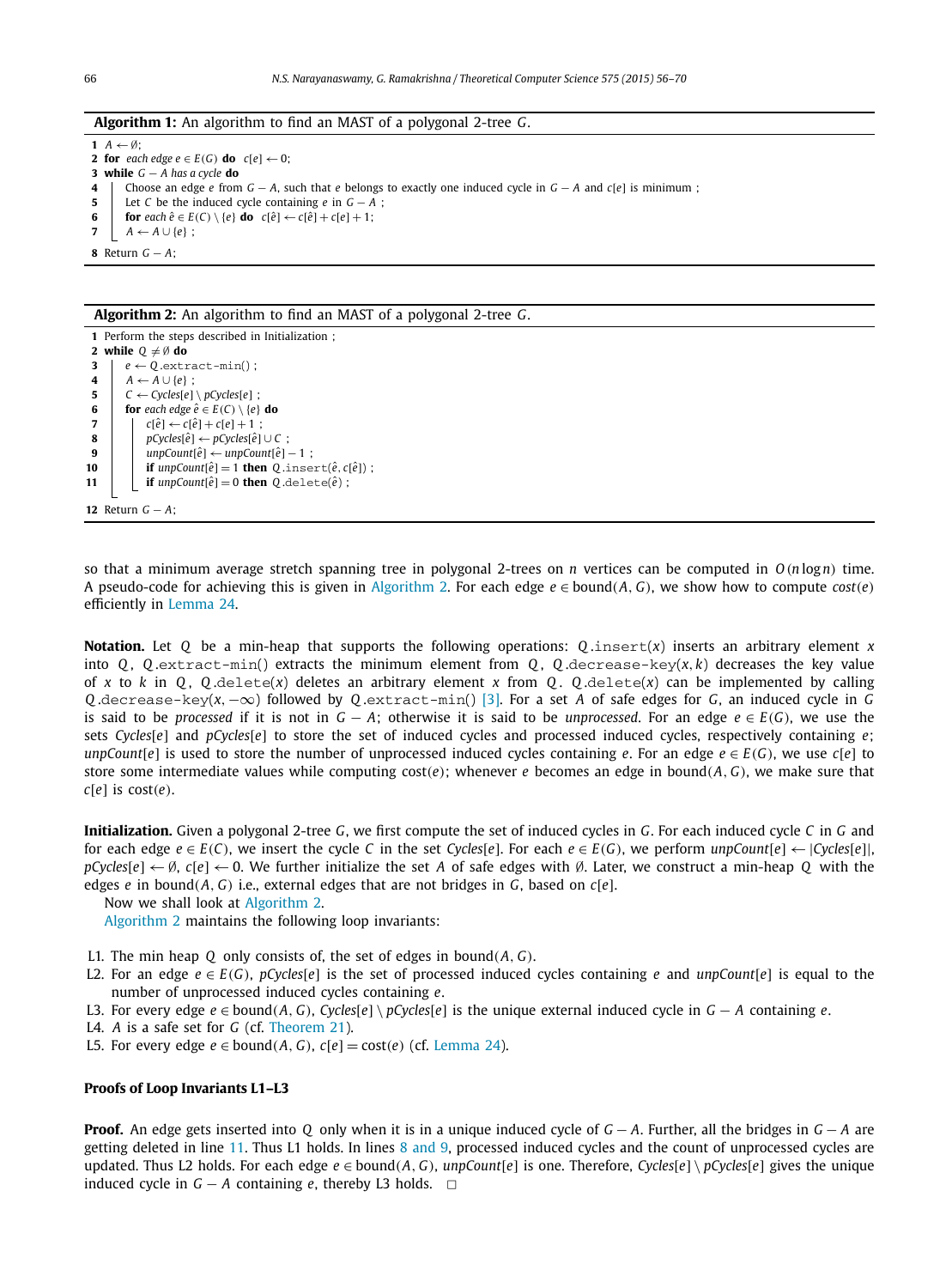**Algorithm 1:** An algorithm to find an MAST of a polygonal 2-tree $G$.

```
1 A ← ∅;
2 for each edge e ∈ E(G) do  c[e] ← 0;
3 while G − A has a cycle do
4 |   Choose an edge e from G − A, such that e belongs to exactly one induced cycle in G − A and c[e] is minimum ;
5 |   Let C be the induced cycle containing e in G − A ;
6 |   for each ê ∈ E(C) \ {e} do  c[ê] ← c[ê] + c[e] + 1;
7 |   A ← A ∪ {e} ;
8 Return G − A;
```

**Algorithm 2:** An algorithm to find an MAST of a polygonal 2-tree $G$.

```
1  Perform the steps described in Initialization ;
2  while Q ≠ ∅ do
3  |   e ← Q.extract-min() ;
4  |   A ← A ∪ {e} ;
5  |   C ← Cycles[e] \ pCycles[e] ;
6  |   for each edge ê ∈ E(C) \ {e} do
7  |   |   c[ê] ← c[ê] + c[e] + 1 ;
8  |   |   pCycles[ê] ← pCycles[ê] ∪ C ;
9  |   |   unpCount[ê] ← unpCount[ê] − 1 ;
10 |   |   if unpCount[ê] = 1 then Q.insert(ê, c[ê]) ;
11 |   |   if unpCount[ê] = 0 then Q.delete(ê) ;
12 Return G − A;
```

so that a minimum average stretch spanning tree in polygonal 2-trees on $n$ vertices can be computed in $O(n \log n)$ time. A pseudo-code for achieving this is given in Algorithm 2. For each edge $e \in \text{bound}(A, G)$, we show how to compute $cost(e)$ efficiently in Lemma 24.

**Notation.** Let $Q$ be a min-heap that supports the following operations: $Q$.insert($x$) inserts an arbitrary element $x$ into $Q$, $Q$.extract-min() extracts the minimum element from $Q$, $Q$.decrease-key($x, k$) decreases the key value of $x$ to $k$ in $Q$, $Q$.delete($x$) deletes an arbitrary element $x$ from $Q$. $Q$.delete($x$) can be implemented by calling $Q$.decrease-key($x, -\infty$) followed by $Q$.extract-min() [3]. For a set $A$ of safe edges for $G$, an induced cycle in $G$ is said to be *processed* if it is not in $G - A$; otherwise it is said to be *unprocessed*. For an edge $e \in E(G)$, we use the sets $Cycles[e]$ and $pCycles[e]$ to store the set of induced cycles and processed induced cycles, respectively containing $e$; $unpCount[e]$ is used to store the number of unprocessed induced cycles containing $e$. For an edge $e \in E(G)$, we use $c[e]$ to store some intermediate values while computing $\text{cost}(e)$; whenever $e$ becomes an edge in $\text{bound}(A, G)$, we make sure that $c[e]$ is $\text{cost}(e)$.

**Initialization.** Given a polygonal 2-tree $G$, we first compute the set of induced cycles in $G$. For each induced cycle $C$ in $G$ and for each edge $e \in E(C)$, we insert the cycle $C$ in the set $Cycles[e]$. For each $e \in E(G)$, we perform $unpCount[e] \leftarrow |Cycles[e]|$, $pCycles[e] \leftarrow \emptyset$, $c[e] \leftarrow 0$. We further initialize the set $A$ of safe edges with $\emptyset$. Later, we construct a min-heap $Q$ with the edges $e$ in $\text{bound}(A, G)$ i.e., external edges that are not bridges in $G$, based on $c[e]$.

Now we shall look at Algorithm 2.

Algorithm 2 maintains the following loop invariants:

- L1. The min heap $Q$ only consists of, the set of edges in $\text{bound}(A, G)$.
- L2. For an edge $e \in E(G)$, $pCycles[e]$ is the set of processed induced cycles containing $e$ and $unpCount[e]$ is equal to the number of unprocessed induced cycles containing $e$.
- L3. For every edge $e \in \text{bound}(A, G)$, $Cycles[e] \setminus pCycles[e]$ is the unique external induced cycle in $G - A$ containing $e$.
- L4. $A$ is a safe set for $G$ (cf. Theorem 21).
- L5. For every edge $e \in \text{bound}(A, G)$, $c[e] = \text{cost}(e)$ (cf. Lemma 24).

### Proofs of Loop Invariants L1–L3

**Proof.** An edge gets inserted into $Q$ only when it is in a unique induced cycle of $G - A$. Further, all the bridges in $G - A$ are getting deleted in line 11. Thus L1 holds. In lines 8 and 9, processed induced cycles and the count of unprocessed cycles are updated. Thus L2 holds. For each edge $e \in \text{bound}(A, G)$, $unpCount[e]$ is one. Therefore, $Cycles[e] \setminus pCycles[e]$ gives the unique induced cycle in $G - A$ containing $e$, thereby L3 holds. □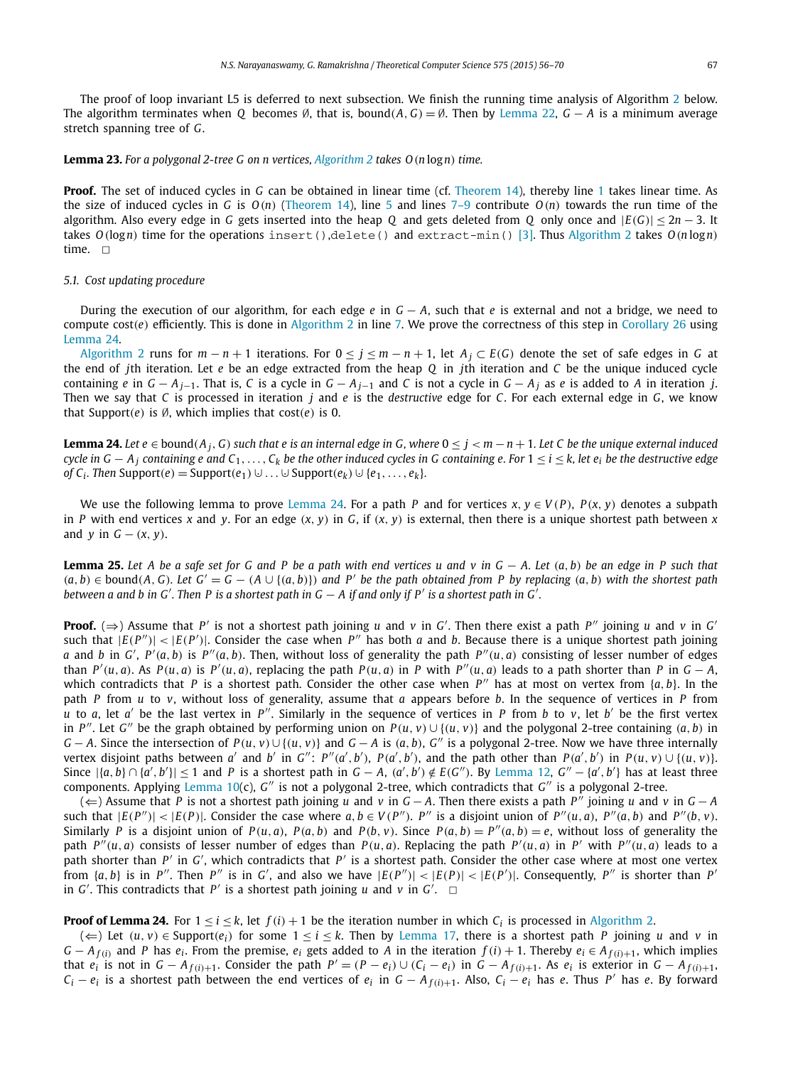The proof of loop invariant L5 is deferred to next subsection. We finish the running time analysis of Algorithm 2 below. The algorithm terminates when $Q$ becomes $\emptyset$, that is, $\text{bound}(A, G) = \emptyset$. Then by Lemma 22, $G - A$ is a minimum average stretch spanning tree of $G$.

**Lemma 23.** *For a polygonal 2-tree $G$ on $n$ vertices, Algorithm 2 takes $O(n \log n)$ time.*

**Proof.** The set of induced cycles in $G$ can be obtained in linear time (cf. Theorem 14), thereby line 1 takes linear time. As the size of induced cycles in $G$ is $O(n)$ (Theorem 14), line 5 and lines 7–9 contribute $O(n)$ towards the run time of the algorithm. Also every edge in $G$ gets inserted into the heap $Q$ and gets deleted from $Q$ only once and $|E(G)| \leq 2n - 3$. It takes $O(\log n)$ time for the operations `insert()`,`delete()` and `extract-min()` [3]. Thus Algorithm 2 takes $O(n \log n)$ time. $\square$

### 5.1. Cost updating procedure

During the execution of our algorithm, for each edge $e$ in $G - A$, such that $e$ is external and not a bridge, we need to compute $\text{cost}(e)$ efficiently. This is done in Algorithm 2 in line 7. We prove the correctness of this step in Corollary 26 using Lemma 24.

Algorithm 2 runs for $m - n + 1$ iterations. For $0 \leq j \leq m - n + 1$, let $A_j \subset E(G)$ denote the set of safe edges in $G$ at the end of $j$th iteration. Let $e$ be an edge extracted from the heap $Q$ in $j$th iteration and $C$ be the unique induced cycle containing $e$ in $G - A_{j-1}$. That is, $C$ is a cycle in $G - A_{j-1}$ and $C$ is not a cycle in $G - A_j$ as $e$ is added to $A$ in iteration $j$. Then we say that $C$ is processed in iteration $j$ and $e$ is the *destructive* edge for $C$. For each external edge in $G$, we know that $\text{Support}(e)$ is $\emptyset$, which implies that $\text{cost}(e)$ is 0.

**Lemma 24.** *Let $e \in \text{bound}(A_j, G)$ such that $e$ is an internal edge in $G$, where $0 \leq j < m - n + 1$. Let $C$ be the unique external induced cycle in $G - A_j$ containing $e$ and $C_1, \ldots, C_k$ be the other induced cycles in $G$ containing $e$. For $1 \leq i \leq k$, let $e_i$ be the destructive edge of $C_i$. Then $\text{Support}(e) = \text{Support}(e_1) \cup \ldots \cup \text{Support}(e_k) \cup \{e_1, \ldots, e_k\}$.*

We use the following lemma to prove Lemma 24. For a path $P$ and for vertices $x, y \in V(P)$, $P(x, y)$ denotes a subpath in $P$ with end vertices $x$ and $y$. For an edge $(x, y)$ in $G$, if $(x, y)$ is external, then there is a unique shortest path between $x$ and $y$ in $G - (x, y)$.

**Lemma 25.** *Let $A$ be a safe set for $G$ and $P$ be a path with end vertices $u$ and $v$ in $G - A$. Let $(a, b)$ be an edge in $P$ such that $(a, b) \in \text{bound}(A, G)$. Let $G' = G - (A \cup \{(a, b)\})$ and $P'$ be the path obtained from $P$ by replacing $(a, b)$ with the shortest path between $a$ and $b$ in $G'$. Then $P$ is a shortest path in $G - A$ if and only if $P'$ is a shortest path in $G'$.*

**Proof.** ($\Rightarrow$) Assume that $P'$ is not a shortest path joining $u$ and $v$ in $G'$. Then there exist a path $P''$ joining $u$ and $v$ in $G'$ such that $|E(P'')| < |E(P')|$. Consider the case when $P''$ has both $a$ and $b$. Because there is a unique shortest path joining $a$ and $b$ in $G'$, $P'(a, b)$ is $P''(a, b)$. Then, without loss of generality the path $P''(u, a)$ consisting of lesser number of edges than $P'(u, a)$. As $P(u, a)$ is $P'(u, a)$, replacing the path $P(u, a)$ in $P$ with $P''(u, a)$ leads to a path shorter than $P$ in $G - A$, which contradicts that $P$ is a shortest path. Consider the other case when $P''$ has at most on vertex from $\{a, b\}$. In the path $P$ from $u$ to $v$, without loss of generality, assume that $a$ appears before $b$. In the sequence of vertices in $P$ from $u$ to $a$, let $a'$ be the last vertex in $P''$. Similarly in the sequence of vertices in $P$ from $b$ to $v$, let $b'$ be the first vertex in $P''$. Let $G''$ be the graph obtained by performing union on $P(u, v) \cup \{(u, v)\}$ and the polygonal 2-tree containing $(a, b)$ in $G - A$. Since the intersection of $P(u, v) \cup \{(u, v)\}$ and $G - A$ is $(a, b)$, $G''$ is a polygonal 2-tree. Now we have three internally vertex disjoint paths between $a'$ and $b'$ in $G''$: $P''(a', b')$, $P(a', b')$, and the path other than $P(a', b')$ in $P(u, v) \cup \{(u, v)\}$. Since $|\{a, b\} \cap \{a', b'\}| \leq 1$ and $P$ is a shortest path in $G - A$, $(a', b') \notin E(G'')$. By Lemma 12, $G'' - \{a', b'\}$ has at least three components. Applying Lemma 10(c), $G''$ is not a polygonal 2-tree, which contradicts that $G''$ is a polygonal 2-tree.

($\Leftarrow$) Assume that $P$ is not a shortest path joining $u$ and $v$ in $G - A$. Then there exists a path $P''$ joining $u$ and $v$ in $G - A$ such that $|E(P'')| < |E(P)|$. Consider the case where $a, b \in V(P'')$. $P''$ is a disjoint union of $P''(u, a)$, $P''(a, b)$ and $P''(b, v)$. Similarly $P$ is a disjoint union of $P(u, a)$, $P(a, b)$ and $P(b, v)$. Since $P(a, b) = P''(a, b) = e$, without loss of generality the path $P''(u, a)$ consists of lesser number of edges than $P(u, a)$. Replacing the path $P'(u, a)$ in $P'$ with $P''(u, a)$ leads to a path shorter than $P'$ in $G'$, which contradicts that $P'$ is a shortest path. Consider the other case where at most one vertex from $\{a, b\}$ is in $P''$. Then $P''$ is in $G'$, and also we have $|E(P'')| < |E(P)| < |E(P')|$. Consequently, $P''$ is shorter than $P'$ in $G'$. This contradicts that $P'$ is a shortest path joining $u$ and $v$ in $G'$. $\square$

**Proof of Lemma 24.** For $1 \leq i \leq k$, let $f(i) + 1$ be the iteration number in which $C_i$ is processed in Algorithm 2.

($\Leftarrow$) Let $(u, v) \in \text{Support}(e_i)$ for some $1 \leq i \leq k$. Then by Lemma 17, there is a shortest path $P$ joining $u$ and $v$ in $G - A_{f(i)}$ and $P$ has $e_i$. From the premise, $e_i$ gets added to $A$ in the iteration $f(i) + 1$. Thereby $e_i \in A_{f(i)+1}$, which implies that $e_i$ is not in $G - A_{f(i)+1}$. Consider the path $P' = (P - e_i) \cup (C_i - e_i)$ in $G - A_{f(i)+1}$. As $e_i$ is exterior in $G - A_{f(i)+1}$, $C_i - e_i$ is a shortest path between the end vertices of $e_i$ in $G - A_{f(i)+1}$. Also, $C_i - e_i$ has $e$. Thus $P'$ has $e$. By forward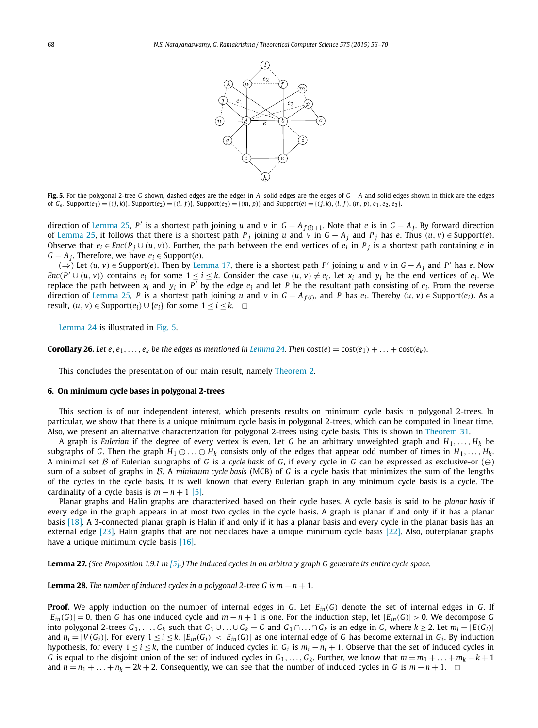Fig. 5. For the polygonal 2-tree $G$ shown, dashed edges are the edges in $A$, solid edges are the edges of $G - A$ and solid edges shown in thick are the edges of $G_e$. Support$(e_1) = \{(j,k)\}$, Support$(e_2) = \{(l, f)\}$, Support$(e_3) = \{(m, p)\}$ and Support$(e) = \{(j,k), (l, f), (m, p), e_1, e_2, e_3\}$.

direction of Lemma 25, $P'$ is a shortest path joining $u$ and $v$ in $G - A_{f(i)+1}$. Note that $e$ is in $G - A_j$. By forward direction of Lemma 25, it follows that there is a shortest path $P_j$ joining $u$ and $v$ in $G - A_j$ and $P_j$ has $e$. Thus $(u, v) \in$ Support$(e)$. Observe that $e_i \in Enc(P_j \cup (u, v))$. Further, the path between the end vertices of $e_i$ in $P_j$ is a shortest path containing $e$ in $G - A_j$. Therefore, we have $e_i \in$ Support$(e)$.

($\Rightarrow$) Let $(u, v) \in$ Support$(e)$. Then by Lemma 17, there is a shortest path $P'$ joining $u$ and $v$ in $G - A_j$ and $P'$ has $e$. Now $Enc(P' \cup (u, v))$ contains $e_i$ for some $1 \le i \le k$. Consider the case $(u, v) \ne e_i$. Let $x_i$ and $y_i$ be the end vertices of $e_i$. We replace the path between $x_i$ and $y_i$ in $P'$ by the edge $e_i$ and let $P$ be the resultant path consisting of $e_i$. From the reverse direction of Lemma 25, $P$ is a shortest path joining $u$ and $v$ in $G - A_{f(i)}$, and $P$ has $e_i$. Thereby $(u, v) \in$ Support$(e_i)$. As a result, $(u, v) \in$ Support$(e_i) \cup \{e_i\}$ for some $1 \le i \le k$. $\square$

Lemma 24 is illustrated in Fig. 5.

**Corollary 26.** *Let $e, e_1, \ldots, e_k$ be the edges as mentioned in Lemma 24. Then* $\text{cost}(e) = \text{cost}(e_1) + \ldots + \text{cost}(e_k)$.

This concludes the presentation of our main result, namely Theorem 2.

## 6. On minimum cycle bases in polygonal 2-trees

This section is of our independent interest, which presents results on minimum cycle basis in polygonal 2-trees. In particular, we show that there is a unique minimum cycle basis in polygonal 2-trees, which can be computed in linear time. Also, we present an alternative characterization for polygonal 2-trees using cycle basis. This is shown in Theorem 31.

A graph is *Eulerian* if the degree of every vertex is even. Let $G$ be an arbitrary unweighted graph and $H_1, \ldots, H_k$ be subgraphs of $G$. Then the graph $H_1 \oplus \ldots \oplus H_k$ consists only of the edges that appear odd number of times in $H_1, \ldots, H_k$. A minimal set $\mathcal{B}$ of Eulerian subgraphs of $G$ is a *cycle basis* of $G$, if every cycle in $G$ can be expressed as exclusive-or ($\oplus$) sum of a subset of graphs in $\mathcal{B}$. A *minimum cycle basis* (MCB) of $G$ is a cycle basis that minimizes the sum of the lengths of the cycles in the cycle basis. It is well known that every Eulerian graph in any minimum cycle basis is a cycle. The cardinality of a cycle basis is $m - n + 1$ [5].

Planar graphs and Halin graphs are characterized based on their cycle bases. A cycle basis is said to be *planar basis* if every edge in the graph appears in at most two cycles in the cycle basis. A graph is planar if and only if it has a planar basis [18]. A 3-connected planar graph is Halin if and only if it has a planar basis and every cycle in the planar basis has an external edge [23]. Halin graphs that are not necklaces have a unique minimum cycle basis [22]. Also, outerplanar graphs have a unique minimum cycle basis [16].

**Lemma 27.** *(See Proposition 1.9.1 in [5].) The induced cycles in an arbitrary graph $G$ generate its entire cycle space.*

**Lemma 28.** *The number of induced cycles in a polygonal 2-tree $G$ is $m - n + 1$.*

**Proof.** We apply induction on the number of internal edges in $G$. Let $E_{in}(G)$ denote the set of internal edges in $G$. If $|E_{in}(G)| = 0$, then $G$ has one induced cycle and $m - n + 1$ is one. For the induction step, let $|E_{in}(G)| > 0$. We decompose $G$ into polygonal 2-trees $G_1, \ldots, G_k$ such that $G_1 \cup \ldots \cup G_k = G$ and $G_1 \cap \ldots \cap G_k$ is an edge in $G$, where $k \ge 2$. Let $m_i = |E(G_i)|$ and $n_i = |V(G_i)|$. For every $1 \le i \le k$, $|E_{in}(G_i)| < |E_{in}(G)|$ as one internal edge of $G$ has become external in $G_i$. By induction hypothesis, for every $1 \le i \le k$, the number of induced cycles in $G_i$ is $m_i - n_i + 1$. Observe that the set of induced cycles in $G$ is equal to the disjoint union of the set of induced cycles in $G_1, \ldots, G_k$. Further, we know that $m = m_1 + \ldots + m_k - k + 1$ and $n = n_1 + \ldots + n_k - 2k + 2$. Consequently, we can see that the number of induced cycles in $G$ is $m - n + 1$. $\square$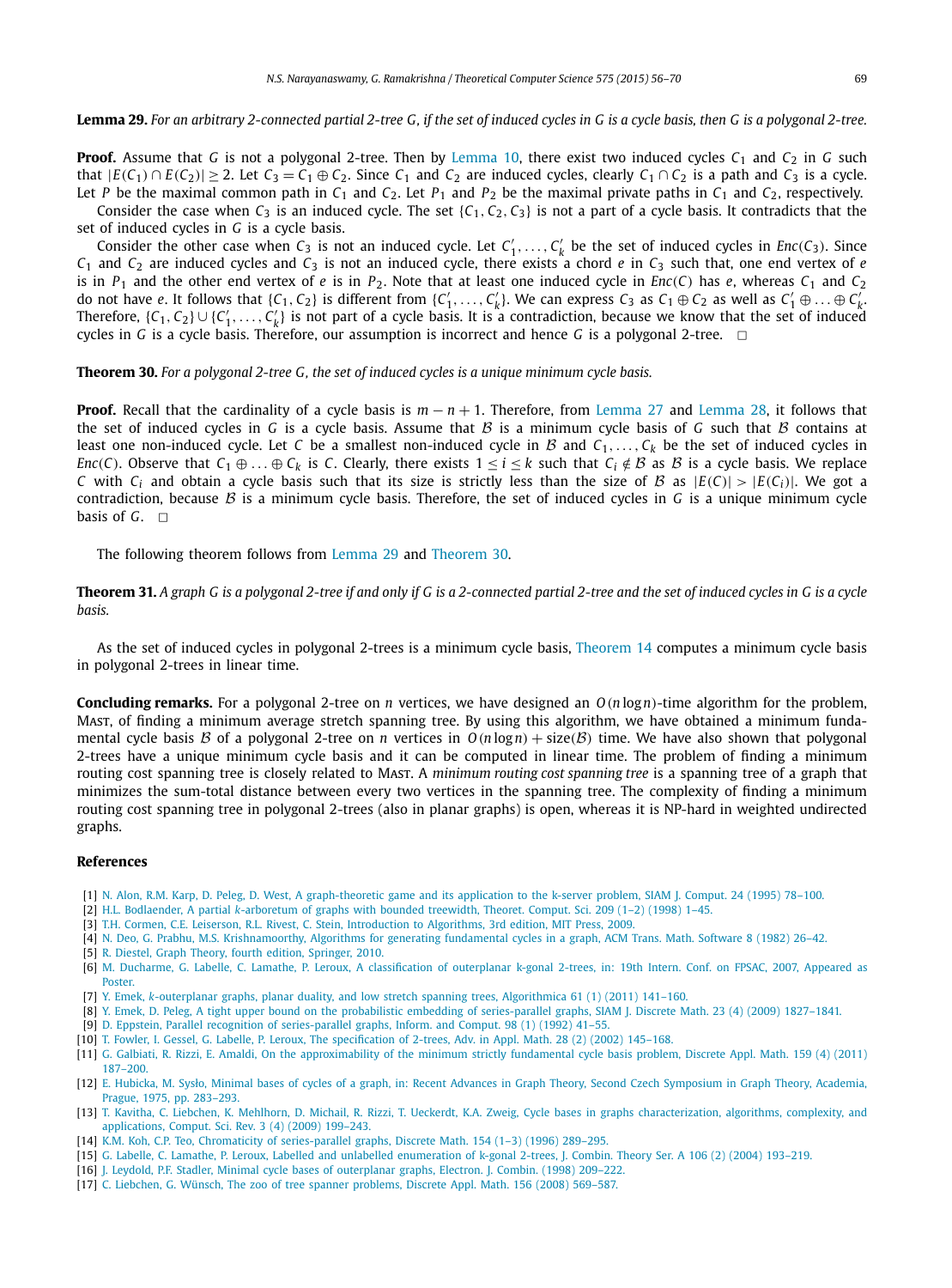**Lemma 29.** *For an arbitrary 2-connected partial 2-tree G, if the set of induced cycles in G is a cycle basis, then G is a polygonal 2-tree.*

**Proof.** Assume that $G$ is not a polygonal 2-tree. Then by Lemma 10, there exist two induced cycles $C_1$ and $C_2$ in $G$ such that $|E(C_1) \cap E(C_2)| \geq 2$. Let $C_3 = C_1 \oplus C_2$. Since $C_1$ and $C_2$ are induced cycles, clearly $C_1 \cap C_2$ is a path and $C_3$ is a cycle. Let $P$ be the maximal common path in $C_1$ and $C_2$. Let $P_1$ and $P_2$ be the maximal private paths in $C_1$ and $C_2$, respectively.

Consider the case when $C_3$ is an induced cycle. The set $\{C_1, C_2, C_3\}$ is not a part of a cycle basis. It contradicts that the set of induced cycles in $G$ is a cycle basis.

Consider the other case when $C_3$ is not an induced cycle. Let $C'_1, \ldots, C'_k$ be the set of induced cycles in $Enc(C_3)$. Since $C_1$ and $C_2$ are induced cycles and $C_3$ is not an induced cycle, there exists a chord $e$ in $C_3$ such that, one end vertex of $e$ is in $P_1$ and the other end vertex of $e$ is in $P_2$. Note that at least one induced cycle in $Enc(C)$ has $e$, whereas $C_1$ and $C_2$ do not have $e$. It follows that $\{C_1, C_2\}$ is different from $\{C'_1, \ldots, C'_k\}$. We can express $C_3$ as $C_1 \oplus C_2$ as well as $C'_1 \oplus \ldots \oplus C'_k$. Therefore, $\{C_1, C_2\} \cup \{C'_1, \ldots, C'_k\}$ is not part of a cycle basis. It is a contradiction, because we know that the set of induced cycles in $G$ is a cycle basis. Therefore, our assumption is incorrect and hence $G$ is a polygonal 2-tree. $\square$

**Theorem 30.** *For a polygonal 2-tree G, the set of induced cycles is a unique minimum cycle basis.*

**Proof.** Recall that the cardinality of a cycle basis is $m - n + 1$. Therefore, from Lemma 27 and Lemma 28, it follows that the set of induced cycles in $G$ is a cycle basis. Assume that $\mathcal{B}$ is a minimum cycle basis of $G$ such that $\mathcal{B}$ contains at least one non-induced cycle. Let $C$ be a smallest non-induced cycle in $\mathcal{B}$ and $C_1, \ldots, C_k$ be the set of induced cycles in $Enc(C)$. Observe that $C_1 \oplus \ldots \oplus C_k$ is $C$. Clearly, there exists $1 \leq i \leq k$ such that $C_i \notin \mathcal{B}$ as $\mathcal{B}$ is a cycle basis. We replace $C$ with $C_i$ and obtain a cycle basis such that its size is strictly less than the size of $\mathcal{B}$ as $|E(C)| > |E(C_i)|$. We got a contradiction, because $\mathcal{B}$ is a minimum cycle basis. Therefore, the set of induced cycles in $G$ is a unique minimum cycle basis of $G$. $\square$

The following theorem follows from Lemma 29 and Theorem 30.

**Theorem 31.** *A graph G is a polygonal 2-tree if and only if G is a 2-connected partial 2-tree and the set of induced cycles in G is a cycle basis.*

As the set of induced cycles in polygonal 2-trees is a minimum cycle basis, Theorem 14 computes a minimum cycle basis in polygonal 2-trees in linear time.

**Concluding remarks.** For a polygonal 2-tree on $n$ vertices, we have designed an $O(n \log n)$-time algorithm for the problem, Mast, of finding a minimum average stretch spanning tree. By using this algorithm, we have obtained a minimum fundamental cycle basis $\mathcal{B}$ of a polygonal 2-tree on $n$ vertices in $O(n \log n) + \text{size}(\mathcal{B})$ time. We have also shown that polygonal 2-trees have a unique minimum cycle basis and it can be computed in linear time. The problem of finding a minimum routing cost spanning tree is closely related to Mast. A *minimum routing cost spanning tree* is a spanning tree of a graph that minimizes the sum-total distance between every two vertices in the spanning tree. The complexity of finding a minimum routing cost spanning tree in polygonal 2-trees (also in planar graphs) is open, whereas it is NP-hard in weighted undirected graphs.

## References

[1] N. Alon, R.M. Karp, D. Peleg, D. West, A graph-theoretic game and its application to the k-server problem, SIAM J. Comput. 24 (1995) 78–100.

[2] H.L. Bodlaender, A partial *k*-arboretum of graphs with bounded treewidth, Theoret. Comput. Sci. 209 (1–2) (1998) 1–45.

[3] T.H. Cormen, C.E. Leiserson, R.L. Rivest, C. Stein, Introduction to Algorithms, 3rd edition, MIT Press, 2009.

[4] N. Deo, G. Prabhu, M.S. Krishnamoorthy, Algorithms for generating fundamental cycles in a graph, ACM Trans. Math. Software 8 (1982) 26–42.

[5] R. Diestel, Graph Theory, fourth edition, Springer, 2010.

[6] M. Ducharme, G. Labelle, C. Lamathe, P. Leroux, A classification of outerplanar k-gonal 2-trees, in: 19th Intern. Conf. on FPSAC, 2007, Appeared as Poster.

[7] Y. Emek, *k*-outerplanar graphs, planar duality, and low stretch spanning trees, Algorithmica 61 (1) (2011) 141–160.

[8] Y. Emek, D. Peleg, A tight upper bound on the probabilistic embedding of series-parallel graphs, SIAM J. Discrete Math. 23 (4) (2009) 1827–1841.

[9] D. Eppstein, Parallel recognition of series-parallel graphs, Inform. and Comput. 98 (1) (1992) 41–55.

[10] T. Fowler, I. Gessel, G. Labelle, P. Leroux, The specification of 2-trees, Adv. in Appl. Math. 28 (2) (2002) 145–168.

[11] G. Galbiati, R. Rizzi, E. Amaldi, On the approximability of the minimum strictly fundamental cycle basis problem, Discrete Appl. Math. 159 (4) (2011) 187–200.

[12] E. Hubicka, M. Sysło, Minimal bases of cycles of a graph, in: Recent Advances in Graph Theory, Second Czech Symposium in Graph Theory, Academia, Prague, 1975, pp. 283–293.

[13] T. Kavitha, C. Liebchen, K. Mehlhorn, D. Michail, R. Rizzi, T. Ueckerdt, K.A. Zweig, Cycle bases in graphs characterization, algorithms, complexity, and applications, Comput. Sci. Rev. 3 (4) (2009) 199–243.

[14] K.M. Koh, C.P. Teo, Chromaticity of series-parallel graphs, Discrete Math. 154 (1–3) (1996) 289–295.

[15] G. Labelle, C. Lamathe, P. Leroux, Labelled and unlabelled enumeration of k-gonal 2-trees, J. Combin. Theory Ser. A 106 (2) (2004) 193–219.

[16] J. Leydold, P.F. Stadler, Minimal cycle bases of outerplanar graphs, Electron. J. Combin. (1998) 209–222.

[17] C. Liebchen, G. Wünsch, The zoo of tree spanner problems, Discrete Appl. Math. 156 (2008) 569–587.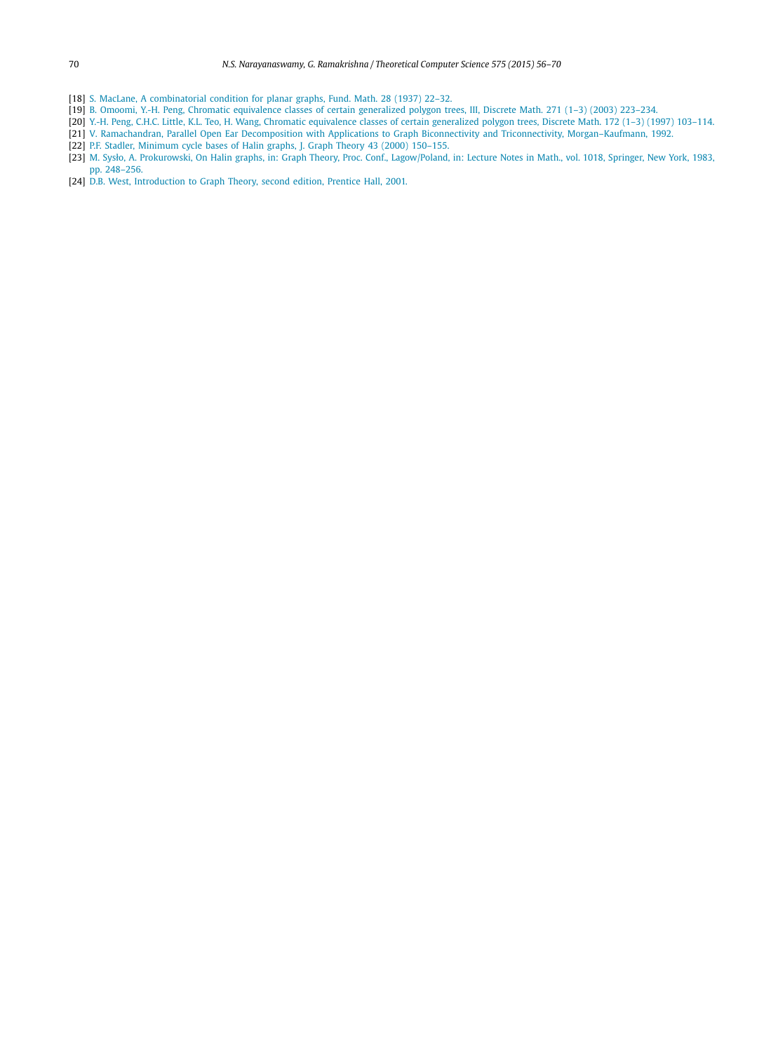[18] S. MacLane, A combinatorial condition for planar graphs, Fund. Math. 28 (1937) 22–32.

[19] B. Omoomi, Y.-H. Peng, Chromatic equivalence classes of certain generalized polygon trees, III, Discrete Math. 271 (1–3) (2003) 223–234.

[20] Y.-H. Peng, C.H.C. Little, K.L. Teo, H. Wang, Chromatic equivalence classes of certain generalized polygon trees, Discrete Math. 172 (1–3) (1997) 103–114.

[21] V. Ramachandran, Parallel Open Ear Decomposition with Applications to Graph Biconnectivity and Triconnectivity, Morgan–Kaufmann, 1992.

[22] P.F. Stadler, Minimum cycle bases of Halin graphs, J. Graph Theory 43 (2000) 150–155.

[23] M. Sysło, A. Prokurowski, On Halin graphs, in: Graph Theory, Proc. Conf., Lagow/Poland, in: Lecture Notes in Math., vol. 1018, Springer, New York, 1983, pp. 248–256.

[24] D.B. West, Introduction to Graph Theory, second edition, Prentice Hall, 2001.